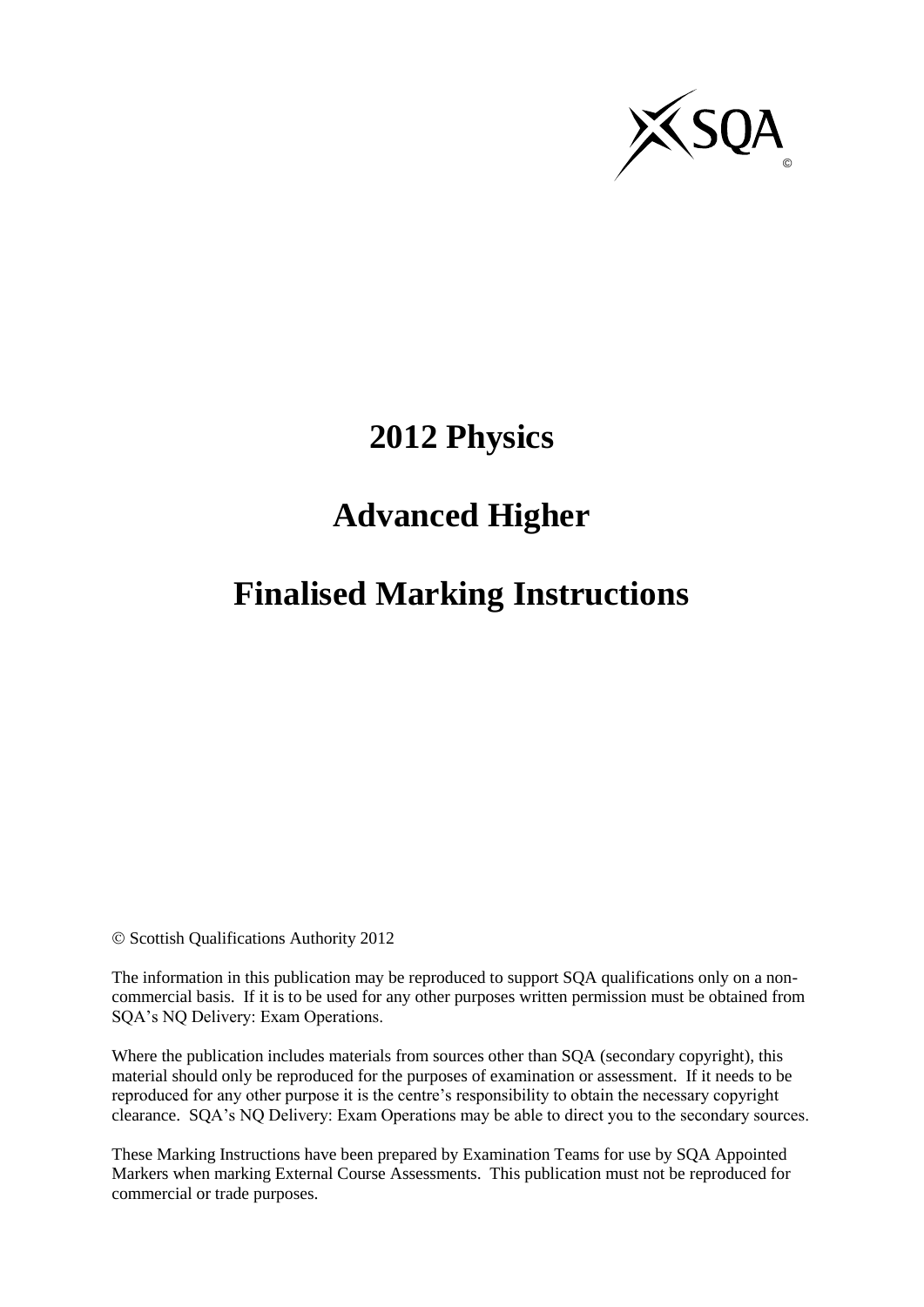# 2012 Physics

# Advanced Higher

# Finalised Marking Instructions

© Scottish Qualifications Authority 2012

The information in this publication may be reproduced to support SQA qualifications only on a non-commercial basis. If it is to be used for any other purposes written permission must be obtained from SQA's NQ Delivery: Exam Operations.

Where the publication includes materials from sources other than SQA (secondary copyright), this material should only be reproduced for the purposes of examination or assessment. If it needs to be reproduced for any other purpose it is the centre's responsibility to obtain the necessary copyright clearance. SQA's NQ Delivery: Exam Operations may be able to direct you to the secondary sources.

These Marking Instructions have been prepared by Examination Teams for use by SQA Appointed Markers when marking External Course Assessments. This publication must not be reproduced for commercial or trade purposes.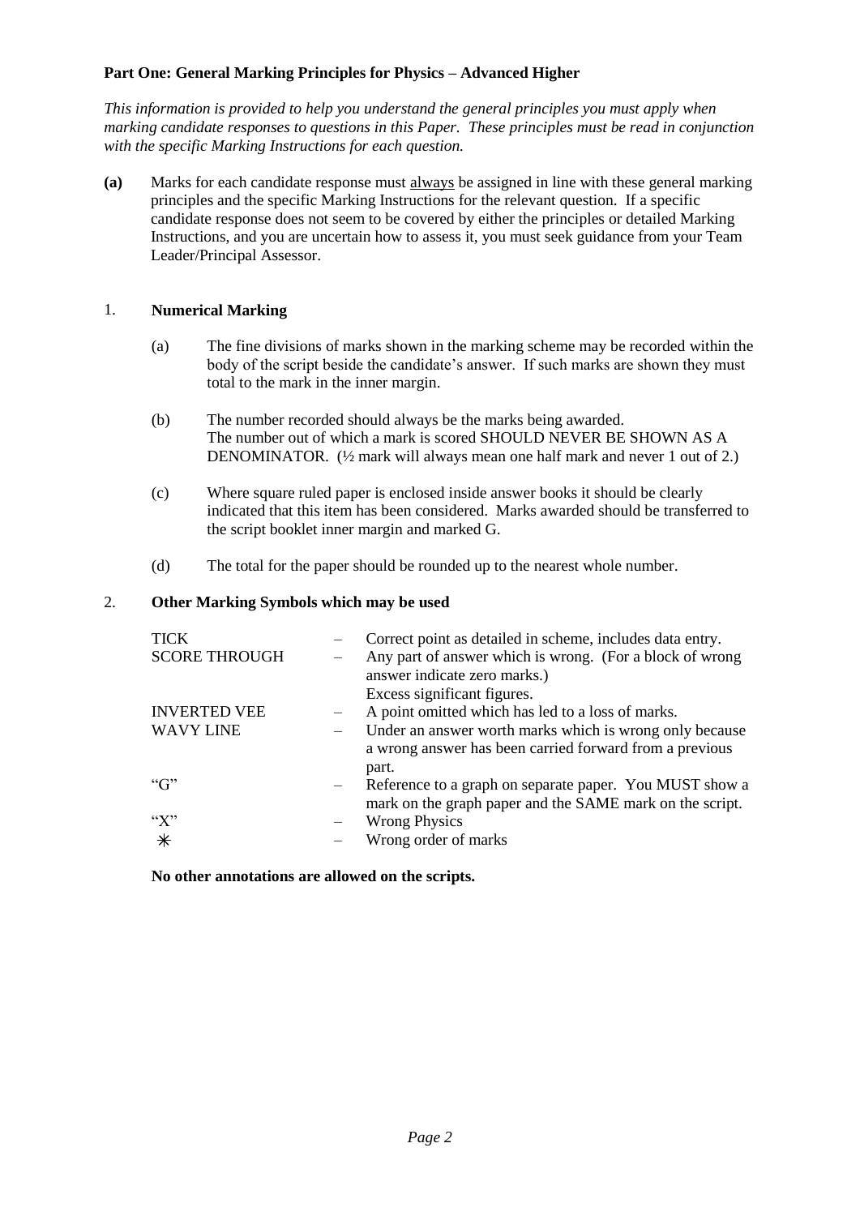**Part One: General Marking Principles for Physics – Advanced Higher**

*This information is provided to help you understand the general principles you must apply when marking candidate responses to questions in this Paper. These principles must be read in conjunction with the specific Marking Instructions for each question.*

**(a)** Marks for each candidate response must <u>always</u> be assigned in line with these general marking principles and the specific Marking Instructions for the relevant question. If a specific candidate response does not seem to be covered by either the principles or detailed Marking Instructions, and you are uncertain how to assess it, you must seek guidance from your Team Leader/Principal Assessor.

1. **Numerical Marking**

   (a) The fine divisions of marks shown in the marking scheme may be recorded within the body of the script beside the candidate's answer. If such marks are shown they must total to the mark in the inner margin.

   (b) The number recorded should always be the marks being awarded. The number out of which a mark is scored SHOULD NEVER BE SHOWN AS A DENOMINATOR. (½ mark will always mean one half mark and never 1 out of 2.)

   (c) Where square ruled paper is enclosed inside answer books it should be clearly indicated that this item has been considered. Marks awarded should be transferred to the script booklet inner margin and marked G.

   (d) The total for the paper should be rounded up to the nearest whole number.

2. **Other Marking Symbols which may be used**

| | | |
|---|---|---|
| TICK | – | Correct point as detailed in scheme, includes data entry. |
| SCORE THROUGH | – | Any part of answer which is wrong. (For a block of wrong answer indicate zero marks.) Excess significant figures. |
| INVERTED VEE | – | A point omitted which has led to a loss of marks. |
| WAVY LINE | – | Under an answer worth marks which is wrong only because a wrong answer has been carried forward from a previous part. |
| "G" | – | Reference to a graph on separate paper. You MUST show a mark on the graph paper and the SAME mark on the script. |
| "X" | – | Wrong Physics |
| * | – | Wrong order of marks |

**No other annotations are allowed on the scripts.**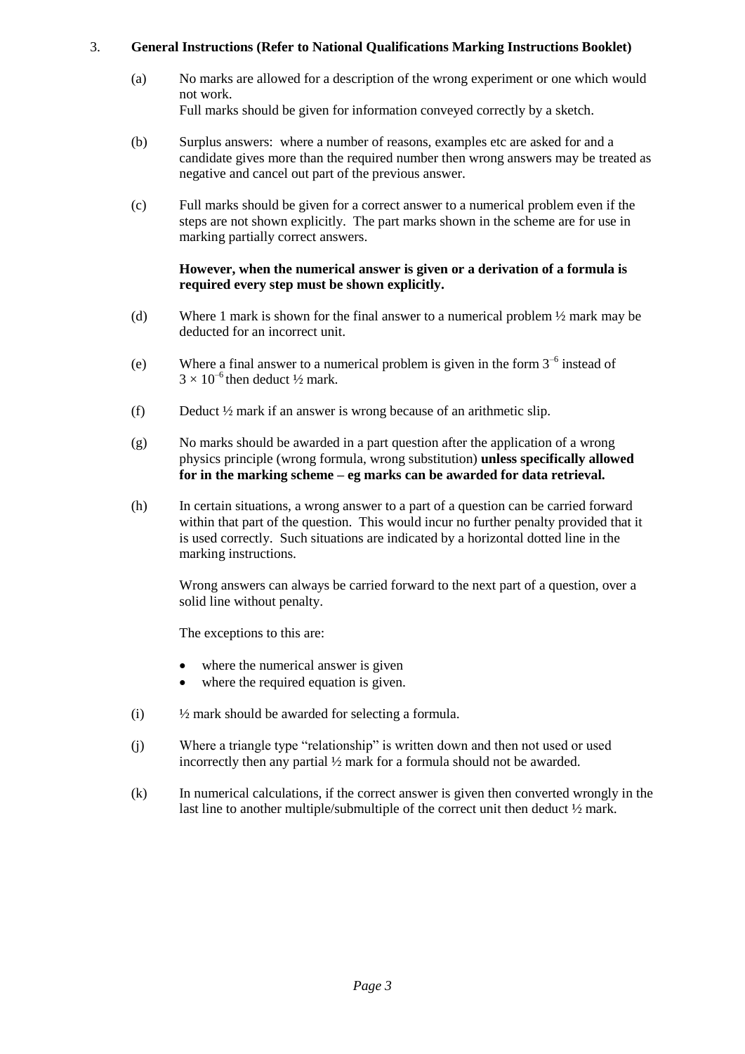3. **General Instructions (Refer to National Qualifications Marking Instructions Booklet)**

(a) No marks are allowed for a description of the wrong experiment or one which would not work.
Full marks should be given for information conveyed correctly by a sketch.

(b) Surplus answers: where a number of reasons, examples etc are asked for and a candidate gives more than the required number then wrong answers may be treated as negative and cancel out part of the previous answer.

(c) Full marks should be given for a correct answer to a numerical problem even if the steps are not shown explicitly. The part marks shown in the scheme are for use in marking partially correct answers.

**However, when the numerical answer is given or a derivation of a formula is required every step must be shown explicitly.**

(d) Where 1 mark is shown for the final answer to a numerical problem ½ mark may be deducted for an incorrect unit.

(e) Where a final answer to a numerical problem is given in the form $3^{-6}$ instead of $3 \times 10^{-6}$ then deduct ½ mark.

(f) Deduct ½ mark if an answer is wrong because of an arithmetic slip.

(g) No marks should be awarded in a part question after the application of a wrong physics principle (wrong formula, wrong substitution) **unless specifically allowed for in the marking scheme – eg marks can be awarded for data retrieval.**

(h) In certain situations, a wrong answer to a part of a question can be carried forward within that part of the question. This would incur no further penalty provided that it is used correctly. Such situations are indicated by a horizontal dotted line in the marking instructions.

Wrong answers can always be carried forward to the next part of a question, over a solid line without penalty.

The exceptions to this are:

- where the numerical answer is given
- where the required equation is given.

(i) ½ mark should be awarded for selecting a formula.

(j) Where a triangle type "relationship" is written down and then not used or used incorrectly then any partial ½ mark for a formula should not be awarded.

(k) In numerical calculations, if the correct answer is given then converted wrongly in the last line to another multiple/submultiple of the correct unit then deduct ½ mark.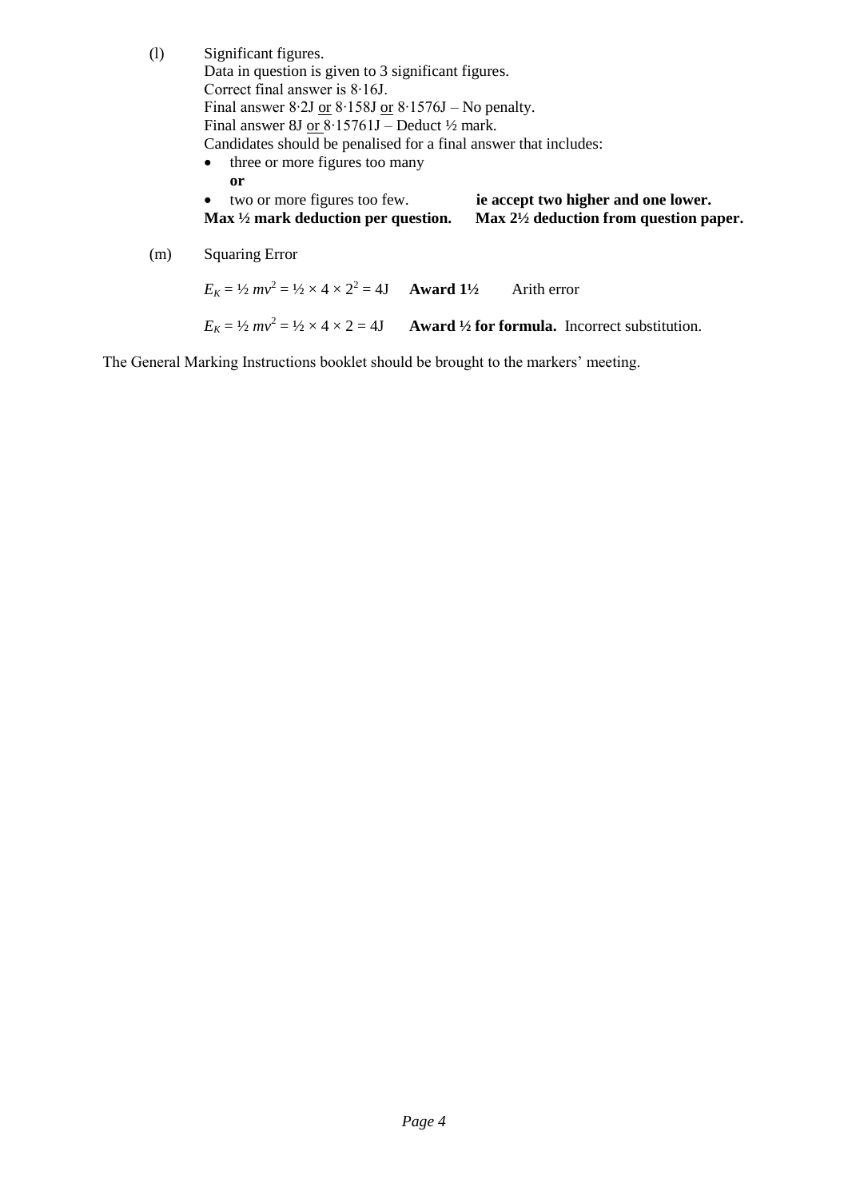(l) Significant figures.

Data in question is given to 3 significant figures.

Correct final answer is 8·16J.

Final answer 8·2J <u>or</u> 8·158J <u>or</u> 8·1576J – No penalty.

Final answer 8J <u>or</u> 8·15761J – Deduct ½ mark.

Candidates should be penalised for a final answer that includes:

- three or more figures too many

  **or**

- two or more figures too few. **ie accept two higher and one lower.**

**Max ½ mark deduction per question. Max 2½ deduction from question paper.**

(m) Squaring Error

$E_K = ½\, mv^2 = ½ \times 4 \times 2^2 = 4J$ **Award 1½** Arith error

$E_K = ½\, mv^2 = ½ \times 4 \times 2 = 4J$ **Award ½ for formula.** Incorrect substitution.

The General Marking Instructions booklet should be brought to the markers' meeting.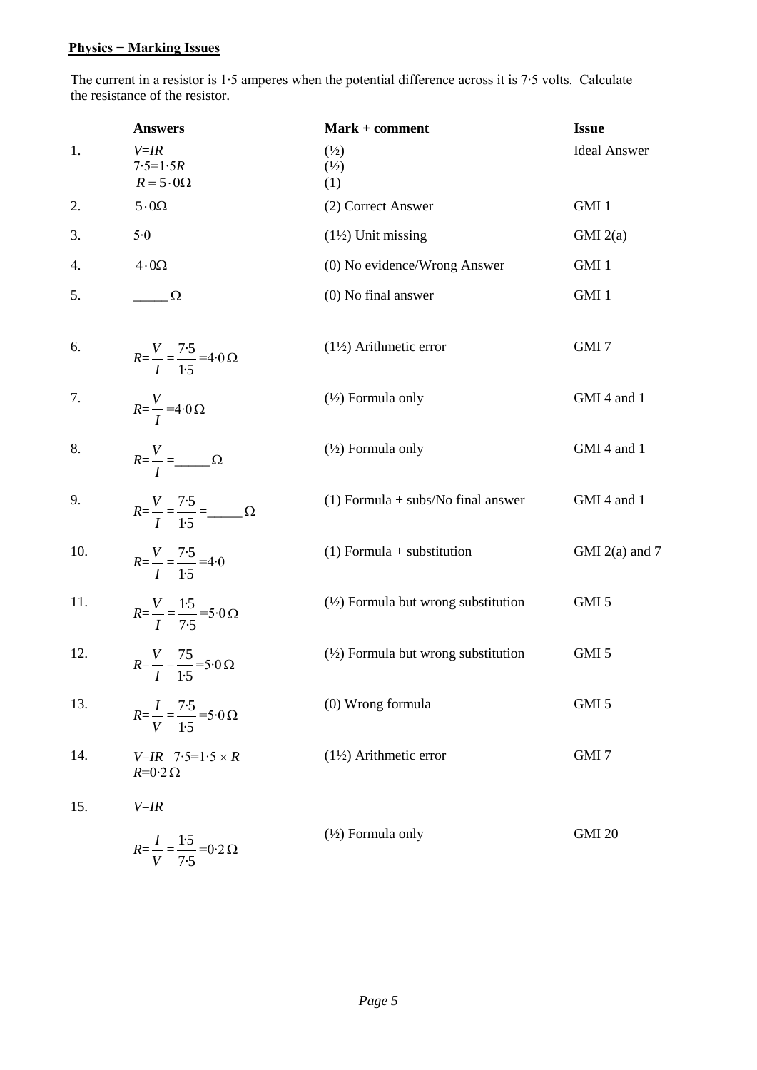**Physics − Marking Issues**

The current in a resistor is 1·5 amperes when the potential difference across it is 7·5 volts. Calculate the resistance of the resistor.

| | Answers | Mark + comment | Issue |
|---|---|---|---|
| 1. | $V=IR$<br>$7{\cdot}5=1{\cdot}5R$<br>$R=5\cdot0\Omega$ | (½)<br>(½)<br>(1) | Ideal Answer |
| 2. | $5\cdot0\Omega$ | (2) Correct Answer | GMI 1 |
| 3. | $5{\cdot}0$ | (1½) Unit missing | GMI 2(a) |
| 4. | $4\cdot0\Omega$ | (0) No evidence/Wrong Answer | GMI 1 |
| 5. | _____$\Omega$ | (0) No final answer | GMI 1 |
| 6. | $R=\frac{V}{I}=\frac{7{\cdot}5}{1{\cdot}5}=4{\cdot}0\,\Omega$ | (1½) Arithmetic error | GMI 7 |
| 7. | $R=\frac{V}{I}=4{\cdot}0\,\Omega$ | (½) Formula only | GMI 4 and 1 |
| 8. | $R=\frac{V}{I}=$_____$\Omega$ | (½) Formula only | GMI 4 and 1 |
| 9. | $R=\frac{V}{I}=\frac{7{\cdot}5}{1{\cdot}5}=$_____$\Omega$ | (1) Formula + subs/No final answer | GMI 4 and 1 |
| 10. | $R=\frac{V}{I}=\frac{7{\cdot}5}{1{\cdot}5}=4{\cdot}0$ | (1) Formula + substitution | GMI 2(a) and 7 |
| 11. | $R=\frac{V}{I}=\frac{1{\cdot}5}{7{\cdot}5}=5{\cdot}0\,\Omega$ | (½) Formula but wrong substitution | GMI 5 |
| 12. | $R=\frac{V}{I}=\frac{75}{1{\cdot}5}=5{\cdot}0\,\Omega$ | (½) Formula but wrong substitution | GMI 5 |
| 13. | $R=\frac{I}{V}=\frac{7{\cdot}5}{1{\cdot}5}=5{\cdot}0\,\Omega$ | (0) Wrong formula | GMI 5 |
| 14. | $V=IR\quad 7{\cdot}5=1{\cdot}5\times R$<br>$R=0{\cdot}2\,\Omega$ | (1½) Arithmetic error | GMI 7 |
| 15. | $V=IR$<br>$R=\frac{I}{V}=\frac{1{\cdot}5}{7{\cdot}5}=0{\cdot}2\,\Omega$ | (½) Formula only | GMI 20 |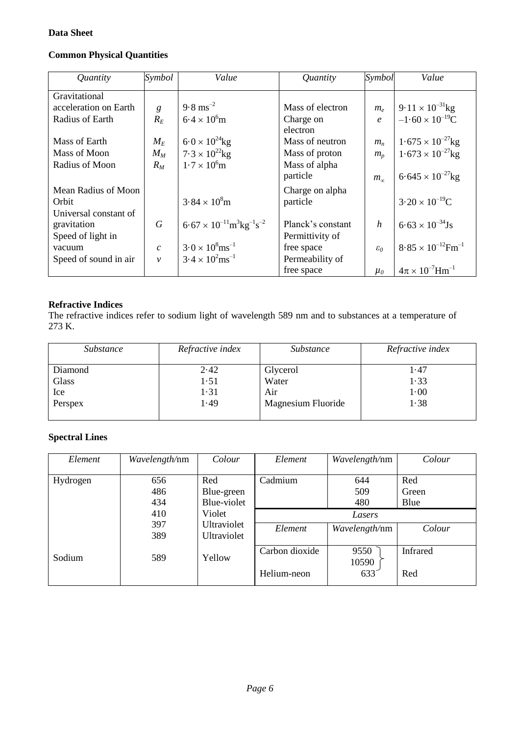**Data Sheet**

**Common Physical Quantities**

| *Quantity* | *Symbol* | *Value* | *Quantity* | *Symbol* | *Value* |
|---|---|---|---|---|---|
| Gravitational acceleration on Earth | $g$ | $9{\cdot}8\ \text{ms}^{-2}$ | Mass of electron | $m_e$ | $9{\cdot}11 \times 10^{-31}\text{kg}$ |
| Radius of Earth | $R_E$ | $6{\cdot}4 \times 10^{6}\text{m}$ | Charge on electron | $e$ | $-1{\cdot}60 \times 10^{-19}\text{C}$ |
| Mass of Earth | $M_E$ | $6{\cdot}0 \times 10^{24}\text{kg}$ | Mass of neutron | $m_n$ | $1{\cdot}675 \times 10^{-27}\text{kg}$ |
| Mass of Moon | $M_M$ | $7{\cdot}3 \times 10^{22}\text{kg}$ | Mass of proton | $m_p$ | $1{\cdot}673 \times 10^{-27}\text{kg}$ |
| Radius of Moon | $R_M$ | $1{\cdot}7 \times 10^{6}\text{m}$ | Mass of alpha particle | $m_{\alpha}$ | $6{\cdot}645 \times 10^{-27}\text{kg}$ |
| Mean Radius of Moon Orbit | | $3{\cdot}84 \times 10^{8}\text{m}$ | Charge on alpha particle | | $3{\cdot}20 \times 10^{-19}\text{C}$ |
| Universal constant of gravitation | $G$ | $6{\cdot}67 \times 10^{-11}\text{m}^3\text{kg}^{-1}\text{s}^{-2}$ | Planck's constant | $h$ | $6{\cdot}63 \times 10^{-34}\text{Js}$ |
| Speed of light in vacuum | $c$ | $3{\cdot}0 \times 10^{8}\text{ms}^{-1}$ | Permittivity of free space | $\varepsilon_0$ | $8{\cdot}85 \times 10^{-12}\text{Fm}^{-1}$ |
| Speed of sound in air | $v$ | $3{\cdot}4 \times 10^{2}\text{ms}^{-1}$ | Permeability of free space | $\mu_0$ | $4\pi \times 10^{-7}\text{Hm}^{-1}$ |

**Refractive Indices**

The refractive indices refer to sodium light of wavelength 589 nm and to substances at a temperature of 273 K.

| *Substance* | *Refractive index* | *Substance* | *Refractive index* |
|---|---|---|---|
| Diamond | 2·42 | Glycerol | 1·47 |
| Glass | 1·51 | Water | 1·33 |
| Ice | 1·31 | Air | 1·00 |
| Perspex | 1·49 | Magnesium Fluoride | 1·38 |

**Spectral Lines**

| *Element* | *Wavelength*/nm | *Colour* | *Element* | *Wavelength*/nm | *Colour* |
|---|---|---|---|---|---|
| Hydrogen | 656 | Red | Cadmium | 644 | Red |
| | 486 | Blue-green | | 509 | Green |
| | 434 | Blue-violet | | 480 | Blue |
| | 410 | Violet | *Lasers* | | |
| | 397 | Ultraviolet | *Element* | *Wavelength*/nm | *Colour* |
| | 389 | Ultraviolet | | | |
| Sodium | 589 | Yellow | Carbon dioxide | 9550, 10590 | Infrared |
| | | | Helium-neon | 633 | Red |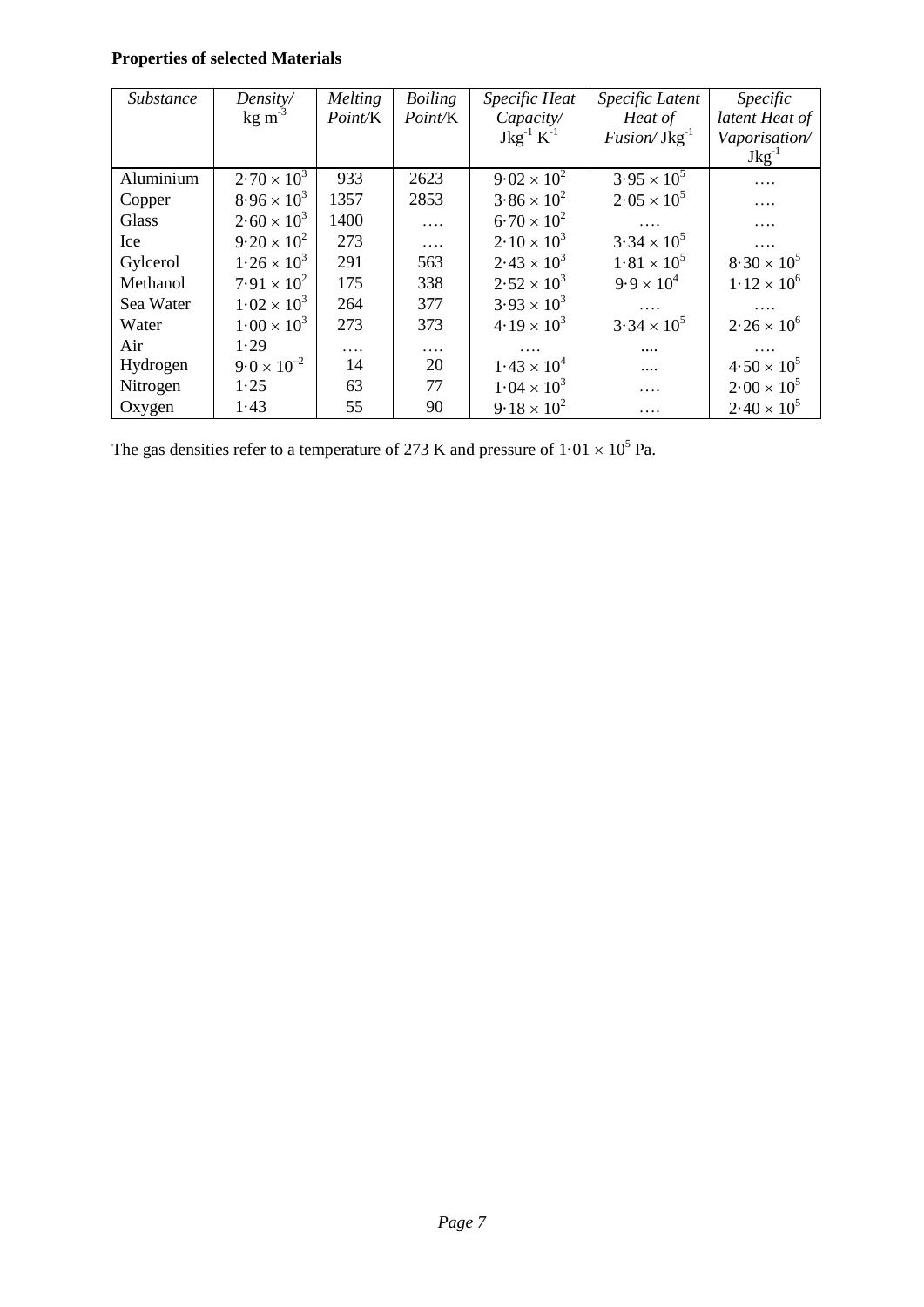**Properties of selected Materials**

| *Substance* | *Density/* $kg\ m^{-3}$ | *Melting Point/*K | *Boiling Point/*K | *Specific Heat Capacity/* $Jkg^{-1}\ K^{-1}$ | *Specific Latent Heat of Fusion/* $Jkg^{-1}$ | *Specific latent Heat of Vaporisation/* $Jkg^{-1}$ |
|---|---|---|---|---|---|---|
| Aluminium | $2{\cdot}70 \times 10^{3}$ | 933 | 2623 | $9{\cdot}02 \times 10^{2}$ | $3{\cdot}95 \times 10^{5}$ | …. |
| Copper | $8{\cdot}96 \times 10^{3}$ | 1357 | 2853 | $3{\cdot}86 \times 10^{2}$ | $2{\cdot}05 \times 10^{5}$ | …. |
| Glass | $2{\cdot}60 \times 10^{3}$ | 1400 | …. | $6{\cdot}70 \times 10^{2}$ | …. | …. |
| Ice | $9{\cdot}20 \times 10^{2}$ | 273 | …. | $2{\cdot}10 \times 10^{3}$ | $3{\cdot}34 \times 10^{5}$ | …. |
| Gylcerol | $1{\cdot}26 \times 10^{3}$ | 291 | 563 | $2{\cdot}43 \times 10^{3}$ | $1{\cdot}81 \times 10^{5}$ | $8{\cdot}30 \times 10^{5}$ |
| Methanol | $7{\cdot}91 \times 10^{2}$ | 175 | 338 | $2{\cdot}52 \times 10^{3}$ | $9{\cdot}9 \times 10^{4}$ | $1{\cdot}12 \times 10^{6}$ |
| Sea Water | $1{\cdot}02 \times 10^{3}$ | 264 | 377 | $3{\cdot}93 \times 10^{3}$ | …. | …. |
| Water | $1{\cdot}00 \times 10^{3}$ | 273 | 373 | $4{\cdot}19 \times 10^{3}$ | $3{\cdot}34 \times 10^{5}$ | $2{\cdot}26 \times 10^{6}$ |
| Air | $1{\cdot}29$ | …. | …. | …. | …. | …. |
| Hydrogen | $9{\cdot}0 \times 10^{-2}$ | 14 | 20 | $1{\cdot}43 \times 10^{4}$ | …. | $4{\cdot}50 \times 10^{5}$ |
| Nitrogen | $1{\cdot}25$ | 63 | 77 | $1{\cdot}04 \times 10^{3}$ | …. | $2{\cdot}00 \times 10^{5}$ |
| Oxygen | $1{\cdot}43$ | 55 | 90 | $9{\cdot}18 \times 10^{2}$ | …. | $2{\cdot}40 \times 10^{5}$ |

The gas densities refer to a temperature of 273 K and pressure of $1{\cdot}01 \times 10^{5}$ Pa.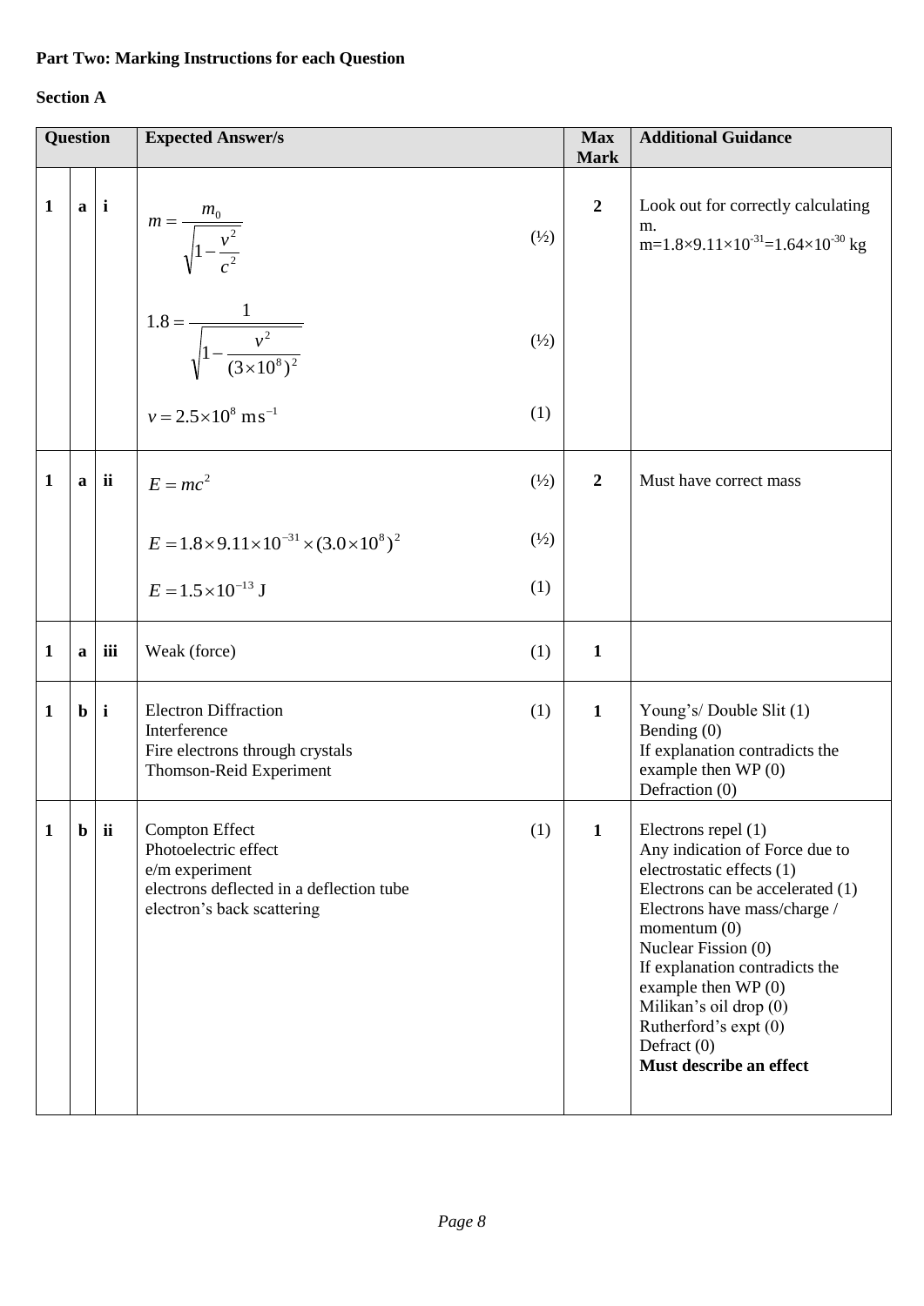**Part Two: Marking Instructions for each Question**

**Section A**

| Question | | | Expected Answer/s | | Max Mark | Additional Guidance |
|---|---|---|---|---|---|---|
| 1 | a | i | $m = \frac{m_0}{\sqrt{1 - \frac{v^2}{c^2}}}$ <br> $1.8 = \frac{1}{\sqrt{1 - \frac{v^2}{(3 \times 10^8)^2}}}$ <br> $v = 2.5 \times 10^8 \text{ ms}^{-1}$ | (½) <br> (½) <br> (1) | 2 | Look out for correctly calculating m. $m = 1.8 \times 9.11 \times 10^{-31} = 1.64 \times 10^{-30}$ kg |
| 1 | a | ii | $E = mc^2$ <br> $E = 1.8 \times 9.11 \times 10^{-31} \times (3.0 \times 10^8)^2$ <br> $E = 1.5 \times 10^{-13}$ J | (½) <br> (½) <br> (1) | 2 | Must have correct mass |
| 1 | a | iii | Weak (force) | (1) | 1 | |
| 1 | b | i | Electron Diffraction <br> Interference <br> Fire electrons through crystals <br> Thomson-Reid Experiment | (1) | 1 | Young's/ Double Slit (1) <br> Bending (0) <br> If explanation contradicts the example then WP (0) <br> Defraction (0) |
| 1 | b | ii | Compton Effect <br> Photoelectric effect <br> e/m experiment <br> electrons deflected in a deflection tube <br> electron's back scattering | (1) | 1 | Electrons repel (1) <br> Any indication of Force due to electrostatic effects (1) <br> Electrons can be accelerated (1) <br> Electrons have mass/charge / momentum (0) <br> Nuclear Fission (0) <br> If explanation contradicts the example then WP (0) <br> Milikan's oil drop (0) <br> Rutherford's expt (0) <br> Defract (0) <br> **Must describe an effect** |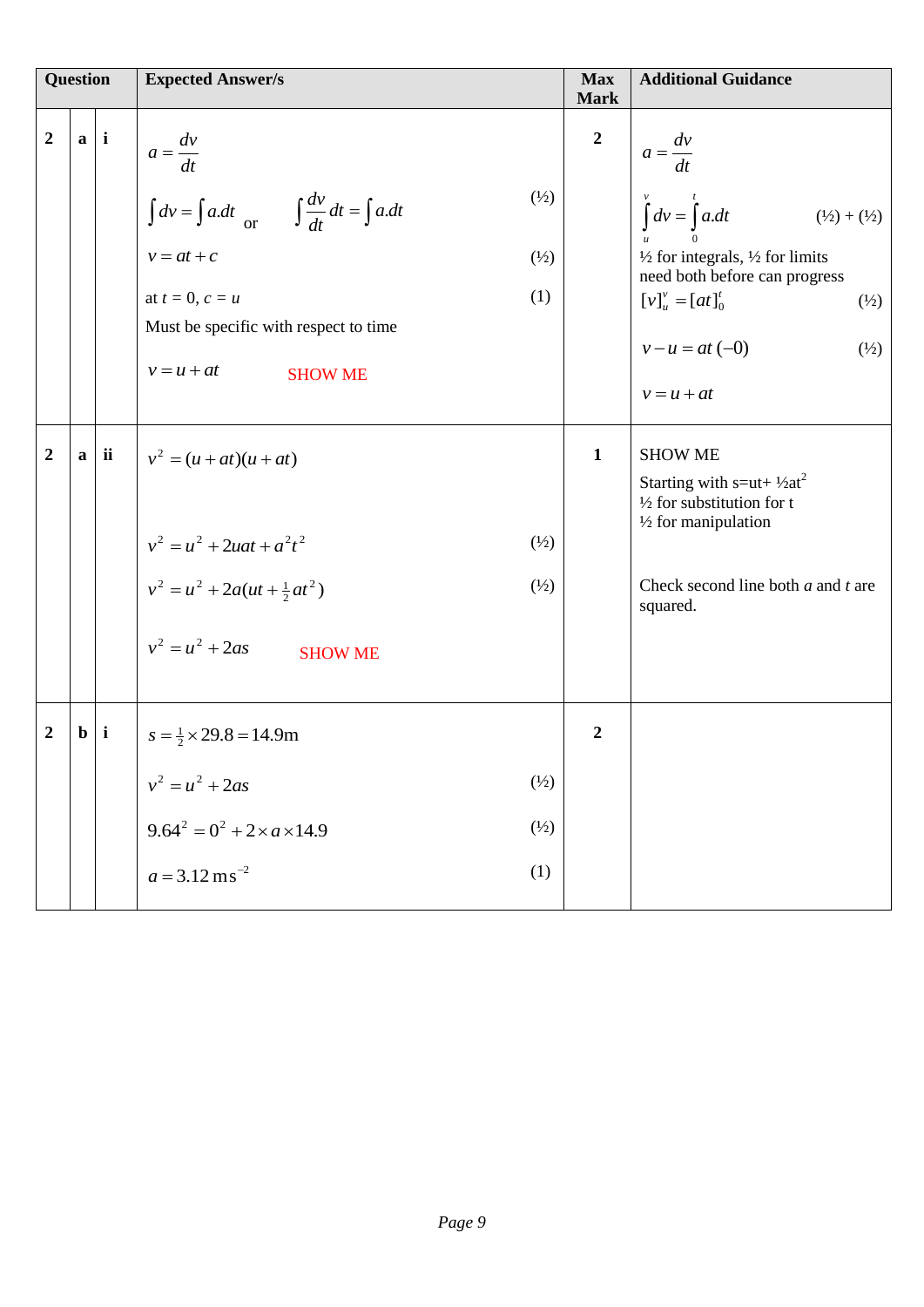| Question | | | Expected Answer/s | Max Mark | Additional Guidance |
|---|---|---|---|---|---|
| 2 | a | i | $a = \frac{dv}{dt}$ <br> $\int dv = \int a.dt$ or $\int \frac{dv}{dt} dt = \int a.dt$ (½) <br> $v = at + c$ (½) <br> at $t = 0$, $c = u$ (1) <br> Must be specific with respect to time <br> $v = u + at$ SHOW ME | 2 | $a = \frac{dv}{dt}$ <br> $\int_u^v dv = \int_0^t a.dt$ (½) + (½) <br> ½ for integrals, ½ for limits need both before can progress <br> $[v]_u^v = [at]_0^t$ (½) <br> $v - u = at\ (-0)$ (½) <br> $v = u + at$ |
| 2 | a | ii | $v^2 = (u + at)(u + at)$ <br> $v^2 = u^2 + 2uat + a^2t^2$ (½) <br> $v^2 = u^2 + 2a(ut + \frac{1}{2}at^2)$ (½) <br> $v^2 = u^2 + 2as$ SHOW ME | 1 | SHOW ME <br> Starting with $s=ut+ ½at^2$ <br> ½ for substitution for t <br> ½ for manipulation <br> Check second line both *a* and *t* are squared. |
| 2 | b | i | $s = \frac{1}{2} \times 29.8 = 14.9\text{m}$ <br> $v^2 = u^2 + 2as$ (½) <br> $9.64^2 = 0^2 + 2 \times a \times 14.9$ (½) <br> $a = 3.12\ \text{ms}^{-2}$ (1) | 2 | |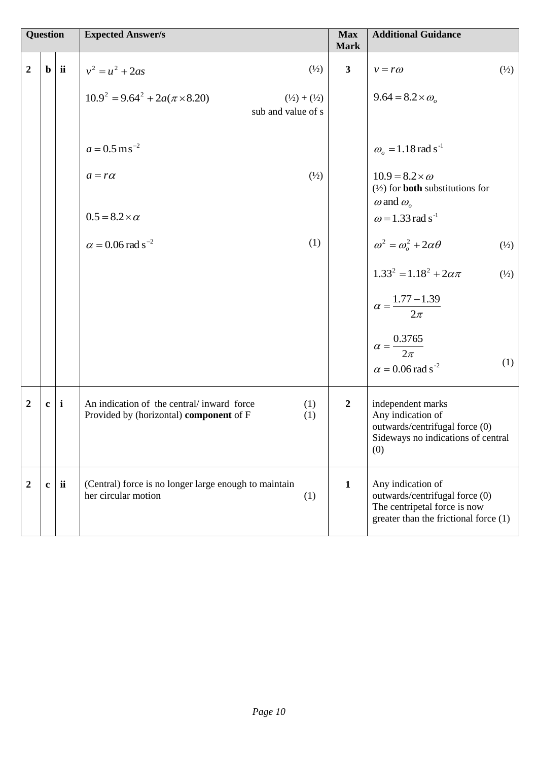| Question | | | Expected Answer/s | Max Mark | Additional Guidance |
|---|---|---|---|---|---|
| 2 | b | ii | $v^2 = u^2 + 2as$ (½)<br><br>$10.9^2 = 9.64^2 + 2a(\pi \times 8.20)$ (½) + (½) sub and value of s<br><br>$a = 0.5\,\text{m s}^{-2}$<br><br>$a = r\alpha$ (½)<br><br>$0.5 = 8.2 \times \alpha$<br><br>$\alpha = 0.06\,\text{rad s}^{-2}$ (1) | 3 | $v = r\omega$ (½)<br><br>$9.64 = 8.2 \times \omega_o$<br><br>$\omega_o = 1.18\,\text{rad s}^{-1}$<br><br>$10.9 = 8.2 \times \omega$<br>(½) for **both** substitutions for $\omega$ and $\omega_o$<br>$\omega = 1.33\,\text{rad s}^{-1}$<br><br>$\omega^2 = \omega_o^2 + 2\alpha\theta$ (½)<br><br>$1.33^2 = 1.18^2 + 2\alpha\pi$ (½)<br><br>$\alpha = \frac{1.77 - 1.39}{2\pi}$<br><br>$\alpha = \frac{0.3765}{2\pi}$<br>$\alpha = 0.06\,\text{rad s}^{-2}$ (1) |
| 2 | c | i | An indication of the central/ inward force (1)<br>Provided by (horizontal) **component** of F (1) | 2 | independent marks<br>Any indication of outwards/centrifugal force (0)<br>Sideways no indications of central (0) |
| 2 | c | ii | (Central) force is no longer large enough to maintain her circular motion (1) | 1 | Any indication of outwards/centrifugal force (0)<br>The centripetal force is now greater than the frictional force (1) |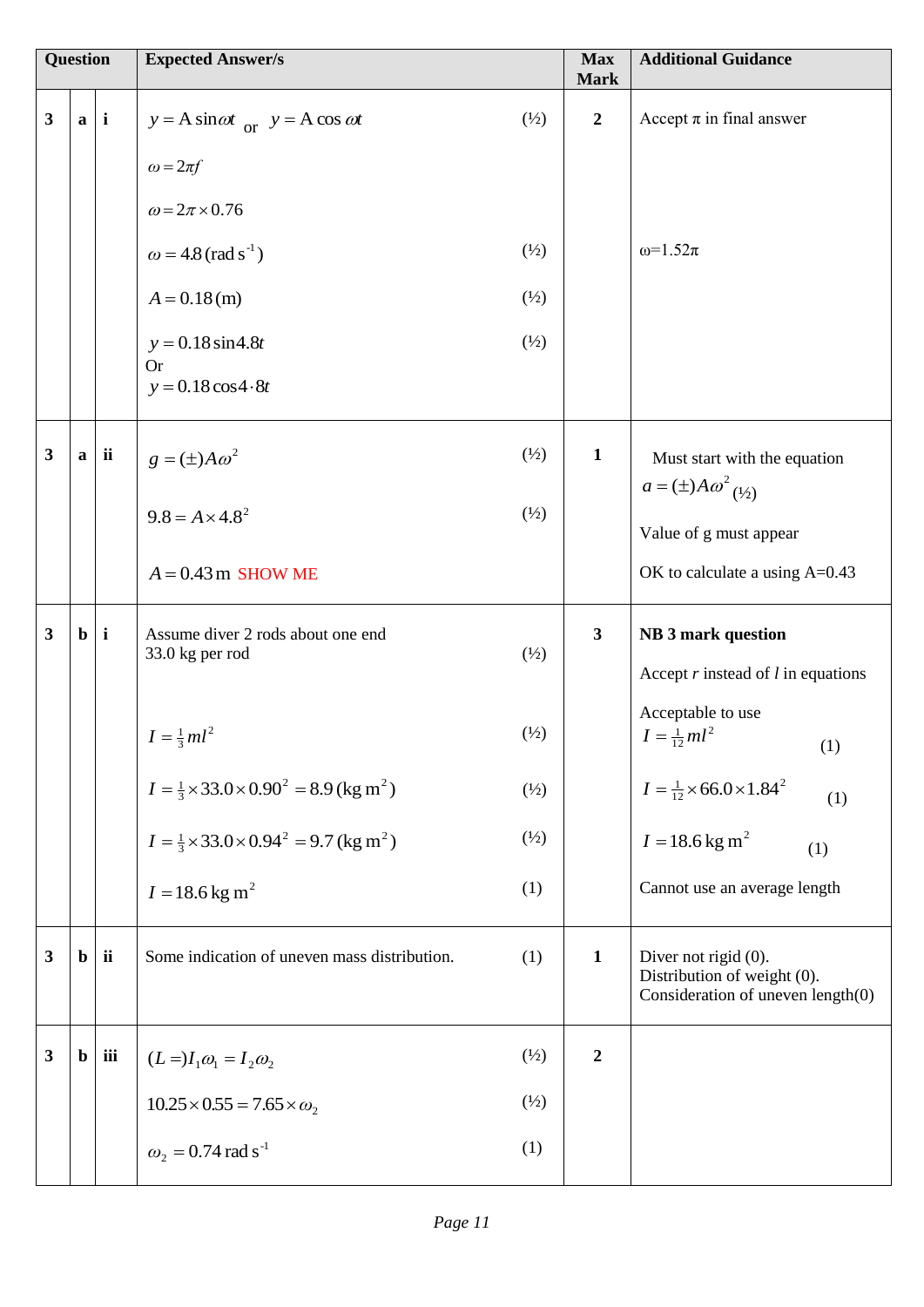| Question | | | Expected Answer/s | | Max Mark | Additional Guidance |
|---|---|---|---|---|---|---|
| 3 | a | i | $y = A\sin\omega t$ or $y = A\cos\omega t$ <br> $\omega = 2\pi f$ <br> $\omega = 2\pi \times 0.76$ <br> $\omega = 4.8\,(\text{rad s}^{-1})$ <br> $A = 0.18\,(\text{m})$ <br> $y = 0.18\sin 4.8t$ <br> Or <br> $y = 0.18\cos 4{\cdot}8t$ | (½) <br><br><br> (½) <br> (½) <br> (½) | 2 | Accept π in final answer <br><br><br> ω=1.52π |
| 3 | a | ii | $g = (\pm)A\omega^2$ <br> $9.8 = A \times 4.8^2$ <br> $A = 0.43\,\text{m}$ SHOW ME | (½) <br> (½) | 1 | Must start with the equation $a = (\pm)A\omega^2$ (½) <br> Value of g must appear <br> OK to calculate a using A=0.43 |
| 3 | b | i | Assume diver 2 rods about one end <br> 33.0 kg per rod <br> $I = \frac{1}{3}ml^2$ <br> $I = \frac{1}{3} \times 33.0 \times 0.90^2 = 8.9\,(\text{kg m}^2)$ <br> $I = \frac{1}{3} \times 33.0 \times 0.94^2 = 9.7\,(\text{kg m}^2)$ <br> $I = 18.6\,\text{kg m}^2$ | (½) <br> (½) <br> (½) <br> (½) <br> (1) | 3 | **NB 3 mark question** <br> Accept $r$ instead of $l$ in equations <br> Acceptable to use <br> $I = \frac{1}{12}ml^2$ (1) <br> $I = \frac{1}{12} \times 66.0 \times 1.84^2$ (1) <br> $I = 18.6\,\text{kg m}^2$ (1) <br> Cannot use an average length |
| 3 | b | ii | Some indication of uneven mass distribution. | (1) | 1 | Diver not rigid (0). <br> Distribution of weight (0). <br> Consideration of uneven length(0) |
| 3 | b | iii | $(L =)I_1\omega_1 = I_2\omega_2$ <br> $10.25 \times 0.55 = 7.65 \times \omega_2$ <br> $\omega_2 = 0.74\,\text{rad s}^{-1}$ | (½) <br> (½) <br> (1) | 2 | |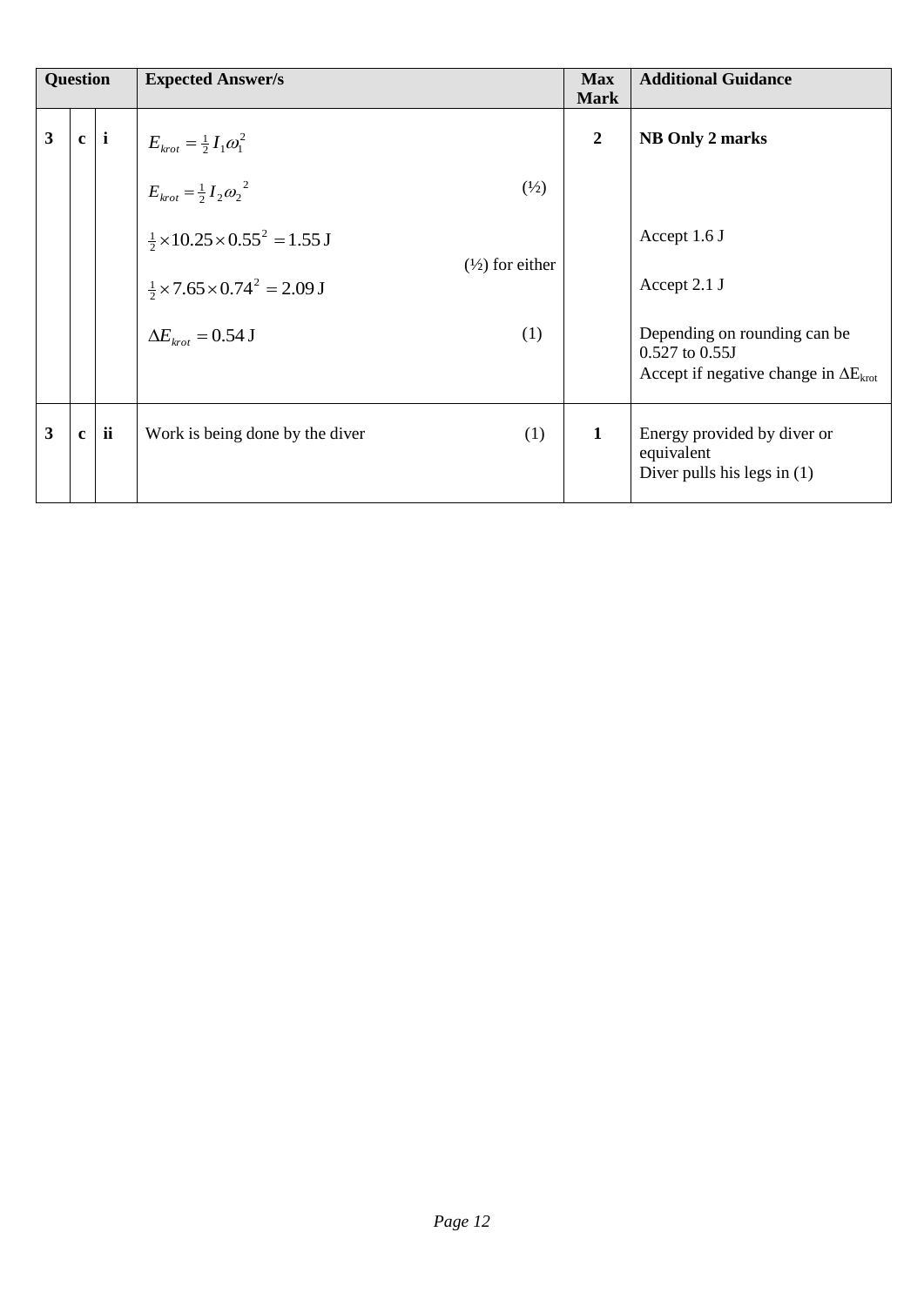| Question | | | Expected Answer/s | Max Mark | Additional Guidance |
|---|---|---|---|---|---|
| 3 | c | i | $E_{krot} = \frac{1}{2} I_1 \omega_1^2$<br><br>$E_{krot} = \frac{1}{2} I_2 {\omega_2}^2$ (½)<br><br>$\frac{1}{2} \times 10.25 \times 0.55^2 = 1.55\,\text{J}$<br>(½) for either<br>$\frac{1}{2} \times 7.65 \times 0.74^2 = 2.09\,\text{J}$<br><br>$\Delta E_{krot} = 0.54\,\text{J}$ (1) | 2 | **NB Only 2 marks**<br><br>Accept 1.6 J<br><br>Accept 2.1 J<br><br>Depending on rounding can be 0.527 to 0.55J<br>Accept if negative change in $\Delta E_{krot}$ |
| 3 | c | ii | Work is being done by the diver (1) | 1 | Energy provided by diver or equivalent<br>Diver pulls his legs in (1) |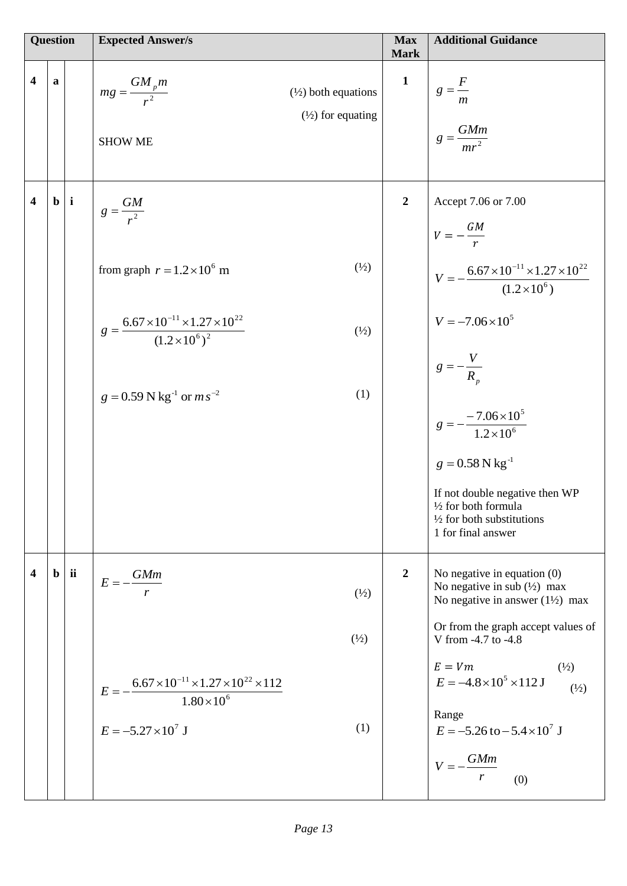| Question | | | Expected Answer/s | Max Mark | Additional Guidance |
|---|---|---|---|---|---|
| 4 | a | | $mg = \frac{GM_p m}{r^2}$ (½) both equations (½) for equating<br><br>SHOW ME | 1 | $g = \frac{F}{m}$<br><br>$g = \frac{GMm}{mr^2}$ |
| 4 | b | i | $g = \frac{GM}{r^2}$<br><br>from graph $r = 1.2 \times 10^6$ m (½)<br><br>$g = \frac{6.67 \times 10^{-11} \times 1.27 \times 10^{22}}{(1.2 \times 10^6)^2}$ (½)<br><br>$g = 0.59$ N kg$^{-1}$ or $m s^{-2}$ (1) | 2 | Accept 7.06 or 7.00<br><br>$V = -\frac{GM}{r}$<br><br>$V = -\frac{6.67 \times 10^{-11} \times 1.27 \times 10^{22}}{(1.2 \times 10^6)}$<br><br>$V = -7.06 \times 10^5$<br><br>$g = -\frac{V}{R_p}$<br><br>$g = -\frac{-7.06 \times 10^5}{1.2 \times 10^6}$<br><br>$g = 0.58$ N kg$^{-1}$<br><br>If not double negative then WP<br>½ for both formula<br>½ for both substitutions<br>1 for final answer |
| 4 | b | ii | $E = -\frac{GMm}{r}$ (½)<br><br>(½)<br><br>$E = -\frac{6.67 \times 10^{-11} \times 1.27 \times 10^{22} \times 112}{1.80 \times 10^6}$<br><br>$E = -5.27 \times 10^7$ J (1) | 2 | No negative in equation (0)<br>No negative in sub (½) max<br>No negative in answer (1½) max<br><br>Or from the graph accept values of V from -4.7 to -4.8<br><br>$E = Vm$ (½)<br>$E = -4.8 \times 10^5 \times 112$ J (½)<br><br>Range<br>$E = -5.26$ to $-5.4 \times 10^7$ J<br><br>$V = -\frac{GMm}{r}$ (0) |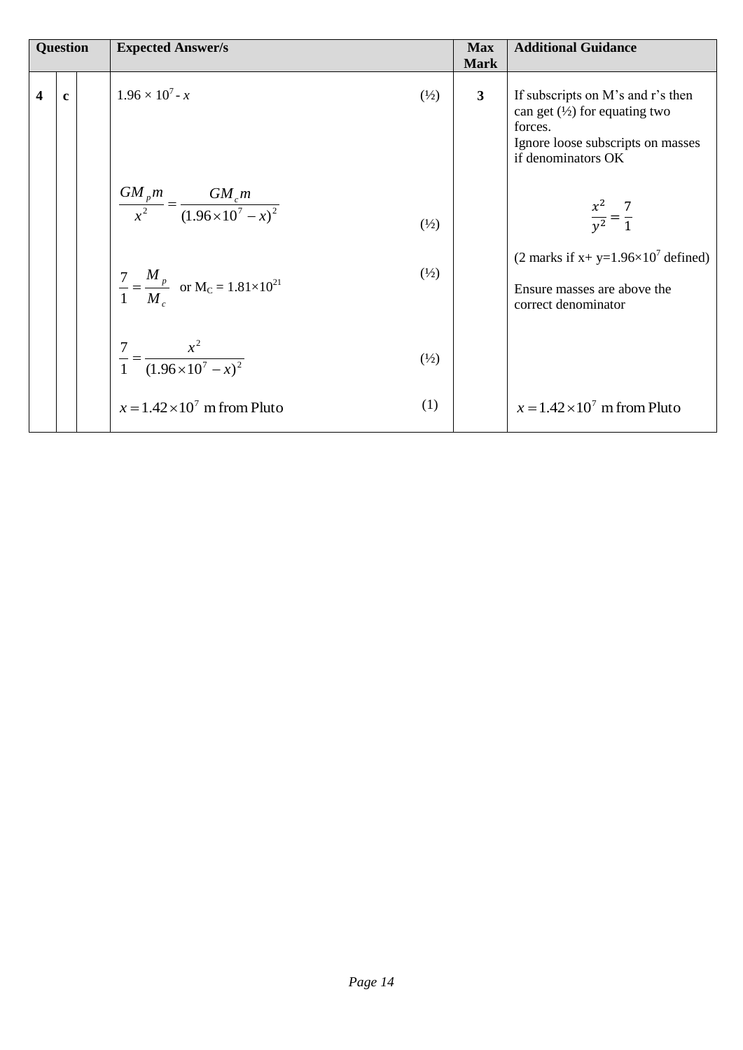| Question | | | Expected Answer/s | | Max Mark | Additional Guidance |
|---|---|---|---|---|---|---|
| 4 | c | | $1.96 \times 10^7 - x$ | (½) | 3 | If subscripts on M's and r's then can get (½) for equating two forces.<br>Ignore loose subscripts on masses if denominators OK |
| | | | $\dfrac{GM_p m}{x^2} = \dfrac{GM_c m}{(1.96 \times 10^7 - x)^2}$ | (½) | | $\dfrac{x^2}{y^2} = \dfrac{7}{1}$ |
| | | | $\dfrac{7}{1} = \dfrac{M_p}{M_c}$ or $M_C = 1.81 \times 10^{21}$ | (½) | | (2 marks if $x + y = 1.96 \times 10^7$ defined)<br>Ensure masses are above the correct denominator |
| | | | $\dfrac{7}{1} = \dfrac{x^2}{(1.96 \times 10^7 - x)^2}$ | (½) | | |
| | | | $x = 1.42 \times 10^7$ m from Pluto | (1) | | $x = 1.42 \times 10^7$ m from Pluto |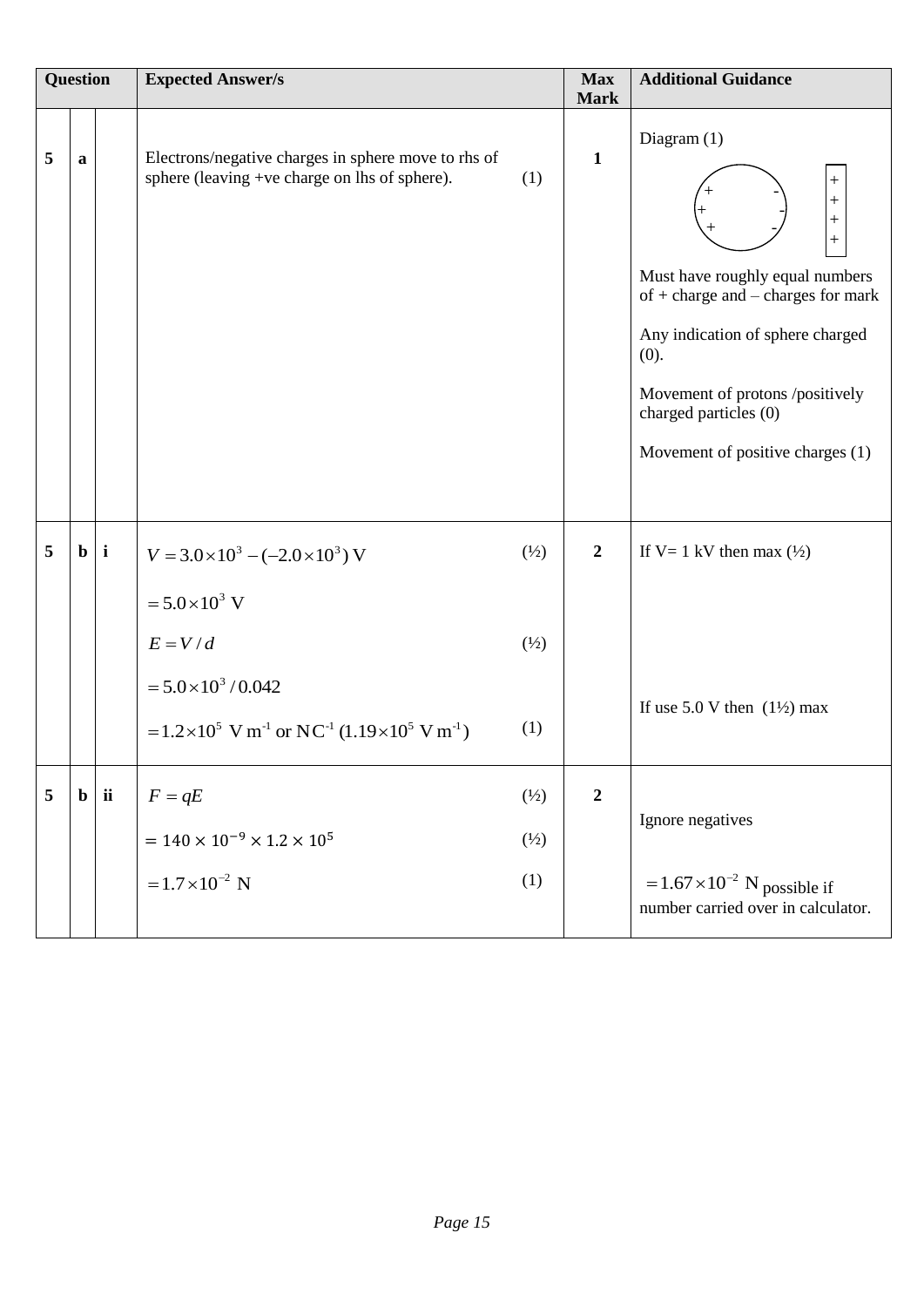| Question | | | Expected Answer/s | Max Mark | Additional Guidance |
|---|---|---|---|---|---|
| 5 | a | | Electrons/negative charges in sphere move to rhs of sphere (leaving +ve charge on lhs of sphere). (1) | 1 | Diagram (1) <br> Must have roughly equal numbers of + charge and – charges for mark <br><br> Any indication of sphere charged (0). <br><br> Movement of protons /positively charged particles (0) <br><br> Movement of positive charges (1) |
| 5 | b | i | $V = 3.0\times10^3 - (-2.0\times10^3)\text{ V}$ (½) <br> $= 5.0\times10^3\text{ V}$ <br> $E = V/d$ (½) <br> $= 5.0\times10^3/0.042$ <br> $= 1.2\times10^5\text{ V m}^{-1}$ or $\text{N C}^{-1}$ $(1.19\times10^5\text{ V m}^{-1})$ (1) | 2 | If V= 1 kV then max (½) <br><br> If use 5.0 V then (1½) max |
| 5 | b | ii | $F = qE$ (½) <br> $= 140\times10^{-9}\times1.2\times10^5$ (½) <br> $= 1.7\times10^{-2}\text{ N}$ (1) | 2 | Ignore negatives <br><br> $= 1.67\times10^{-2}\text{ N}$ possible if number carried over in calculator. |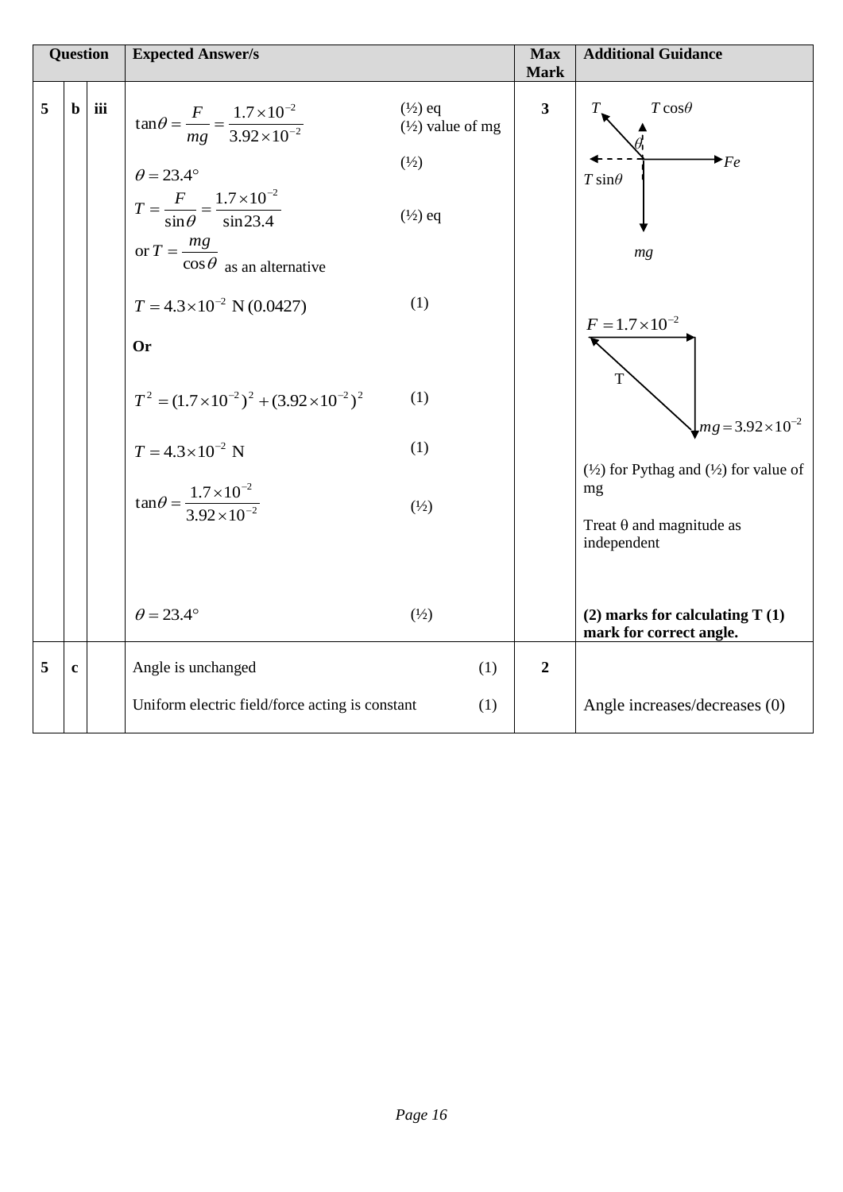| Question | | | Expected Answer/s | | Max Mark | Additional Guidance |
|---|---|---|---|---|---|---|
| 5 | b | iii | $\tan\theta = \dfrac{F}{mg} = \dfrac{1.7\times10^{-2}}{3.92\times10^{-2}}$ | (½) eq<br>(½) value of mg | 3 | Diagram: forces $T$, $T\cos\theta$, $\theta$, $Fe$, $T\sin\theta$, $mg$ |
| | | | $\theta = 23.4°$ | (½) | | |
| | | | $T = \dfrac{F}{\sin\theta} = \dfrac{1.7\times10^{-2}}{\sin 23.4}$<br>or $T = \dfrac{mg}{\cos\theta}$ as an alternative | (½) eq | | |
| | | | $T = 4.3\times10^{-2}$ N (0.0427) | (1) | | Diagram: $F = 1.7\times10^{-2}$, T, $mg = 3.92\times10^{-2}$ |
| | | | **Or** | | | |
| | | | $T^2 = (1.7\times10^{-2})^2 + (3.92\times10^{-2})^2$ | (1) | | (½) for Pythag and (½) for value of mg |
| | | | $T = 4.3\times10^{-2}$ N | (1) | | |
| | | | $\tan\theta = \dfrac{1.7\times10^{-2}}{3.92\times10^{-2}}$ | (½) | | Treat θ and magnitude as independent |
| | | | $\theta = 23.4°$ | (½) | | **(2) marks for calculating T (1) mark for correct angle.** |
| 5 | c | | Angle is unchanged | (1) | 2 | |
| | | | Uniform electric field/force acting is constant | (1) | | Angle increases/decreases (0) |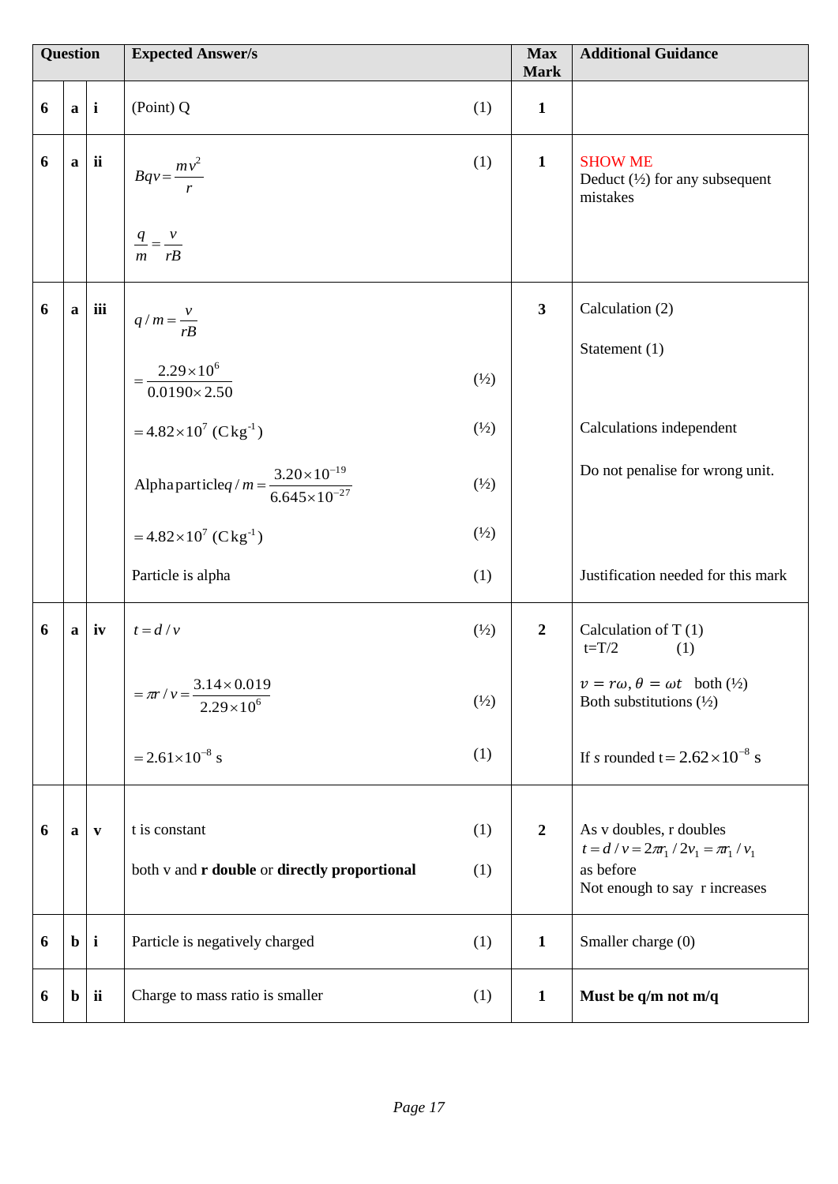| Question | | | Expected Answer/s | | Max Mark | Additional Guidance |
|---|---|---|---|---|---|---|
| 6 | a | i | (Point) Q | (1) | 1 | |
| 6 | a | ii | $Bqv = \frac{mv^2}{r}$<br><br>$\frac{q}{m} = \frac{v}{rB}$ | (1) | 1 | SHOW ME<br>Deduct (½) for any subsequent mistakes |
| 6 | a | iii | $q/m = \frac{v}{rB}$<br><br>$= \frac{2.29\times10^6}{0.0190\times2.50}$<br><br>$= 4.82\times10^7$ $(\text{C kg}^{-1})$<br><br>Alpha particle $q/m = \frac{3.20\times10^{-19}}{6.645\times10^{-27}}$<br><br>$= 4.82\times10^7$ $(\text{C kg}^{-1})$<br><br>Particle is alpha | <br><br>(½)<br><br>(½)<br><br>(½)<br><br>(½)<br><br>(1) | 3 | Calculation (2)<br><br>Statement (1)<br><br>Calculations independent<br><br>Do not penalise for wrong unit.<br><br>Justification needed for this mark |
| 6 | a | iv | $t = d/v$<br><br>$= \pi r/v = \frac{3.14\times0.019}{2.29\times10^6}$<br><br>$= 2.61\times10^{-8}$ s | (½)<br><br>(½)<br><br>(1) | 2 | Calculation of T (1)<br>t=T/2 (1)<br><br>$v = r\omega, \theta = \omega t$ both (½)<br>Both substitutions (½)<br><br>If s rounded $t = 2.62\times10^{-8}$ s |
| 6 | a | v | t is constant<br><br>both v and **r double** or **directly proportional** | (1)<br><br>(1) | 2 | As v doubles, r doubles<br>$t = d/v = 2\pi r_1/2v_1 = \pi r_1/v_1$<br>as before<br>Not enough to say r increases |
| 6 | b | i | Particle is negatively charged | (1) | 1 | Smaller charge (0) |
| 6 | b | ii | Charge to mass ratio is smaller | (1) | 1 | **Must be q/m not m/q** |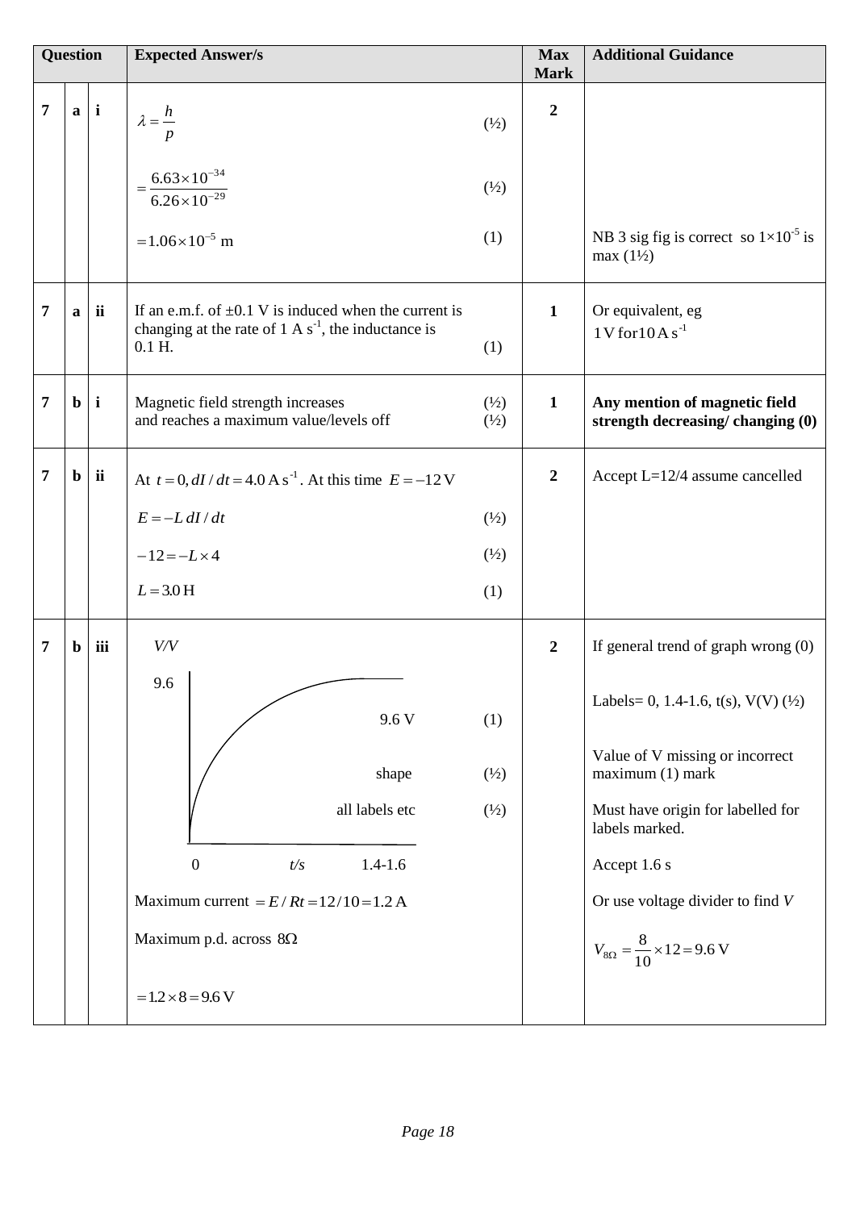| Question | | | Expected Answer/s | Max Mark | Additional Guidance |
|---|---|---|---|---|---|
| 7 | a | i | $\lambda = \frac{h}{p}$ (½)<br><br>$= \frac{6.63\times10^{-34}}{6.26\times10^{-29}}$ (½)<br><br>$=1.06\times10^{-5}$ m (1) | 2 | NB 3 sig fig is correct so $1\times10^{-5}$ is max (1½) |
| 7 | a | ii | If an e.m.f. of ±0.1 V is induced when the current is changing at the rate of 1 A $s^{-1}$, the inductance is 0.1 H. (1) | 1 | Or equivalent, eg<br>$1\,\text{V for}\,10\,\text{A s}^{-1}$ |
| 7 | b | i | Magnetic field strength increases (½)<br>and reaches a maximum value/levels off (½) | 1 | **Any mention of magnetic field strength decreasing/ changing (0)** |
| 7 | b | ii | At $t=0, dI/dt = 4.0\,\text{A s}^{-1}$. At this time $E=-12\,\text{V}$<br><br>$E=-L\,dI/dt$ (½)<br><br>$-12=-L\times4$ (½)<br><br>$L=3.0\,\text{H}$ (1) | 2 | Accept L=12/4 assume cancelled |
| 7 | b | iii | Graph: $V$/V against $t$/s, curve rising from 0 and levelling off at 9.6; time axis labels 0 and 1.4-1.6<br><br>9.6 V (1)<br><br>shape (½)<br><br>all labels etc (½)<br><br>Maximum current $=E/Rt = 12/10 = 1.2\,\text{A}$<br><br>Maximum p.d. across $8\Omega$<br><br>$=1.2\times8=9.6\,\text{V}$ | 2 | If general trend of graph wrong (0)<br><br>Labels= 0, 1.4-1.6, t(s), V(V) (½)<br><br>Value of V missing or incorrect maximum (1) mark<br><br>Must have origin for labelled for labels marked.<br><br>Accept 1.6 s<br><br>Or use voltage divider to find $V$<br><br>$V_{8\Omega} = \frac{8}{10}\times12 = 9.6\,\text{V}$ |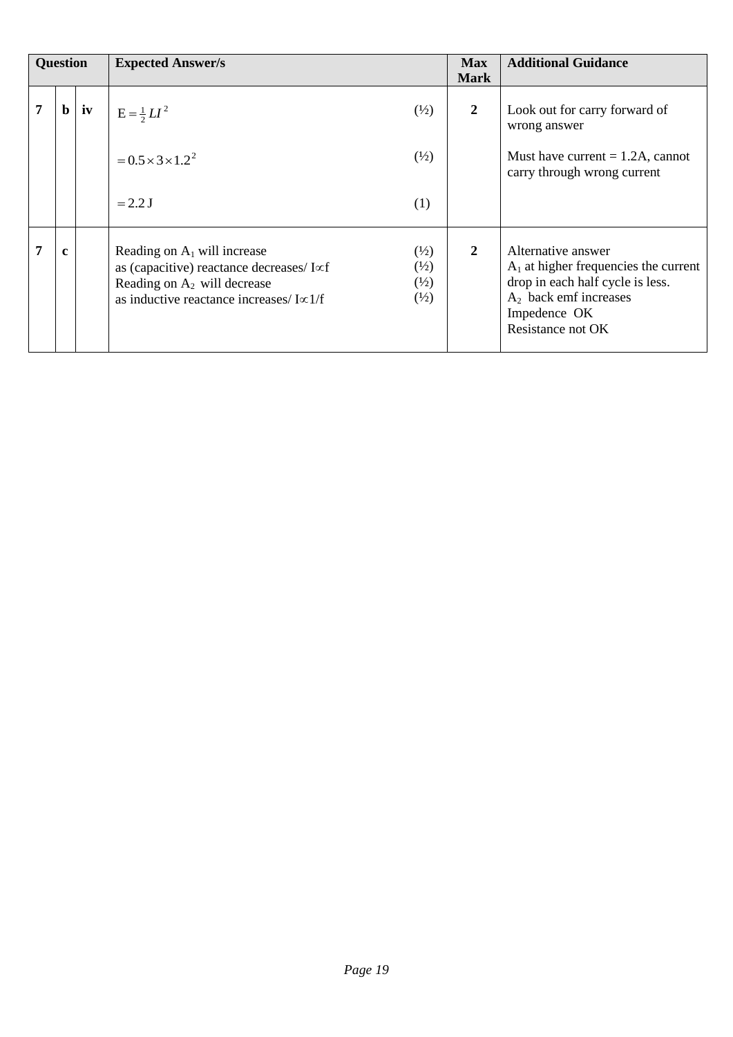| Question | | | Expected Answer/s | | Max Mark | Additional Guidance |
|---|---|---|---|---|---|---|
| 7 | b | iv | $E = \frac{1}{2}LI^2$<br><br>$= 0.5 \times 3 \times 1.2^2$<br><br>$= 2.2\text{ J}$ | (½)<br><br>(½)<br><br>(1) | 2 | Look out for carry forward of wrong answer<br><br>Must have current = 1.2A, cannot carry through wrong current |
| 7 | c | | Reading on $A_1$ will increase<br>as (capacitive) reactance decreases/ $I \propto f$<br>Reading on $A_2$ will decrease<br>as inductive reactance increases/ $I \propto 1/f$ | (½)<br>(½)<br>(½)<br>(½) | 2 | Alternative answer<br>$A_1$ at higher frequencies the current drop in each half cycle is less.<br>$A_2$ back emf increases<br>Impedence OK<br>Resistance not OK |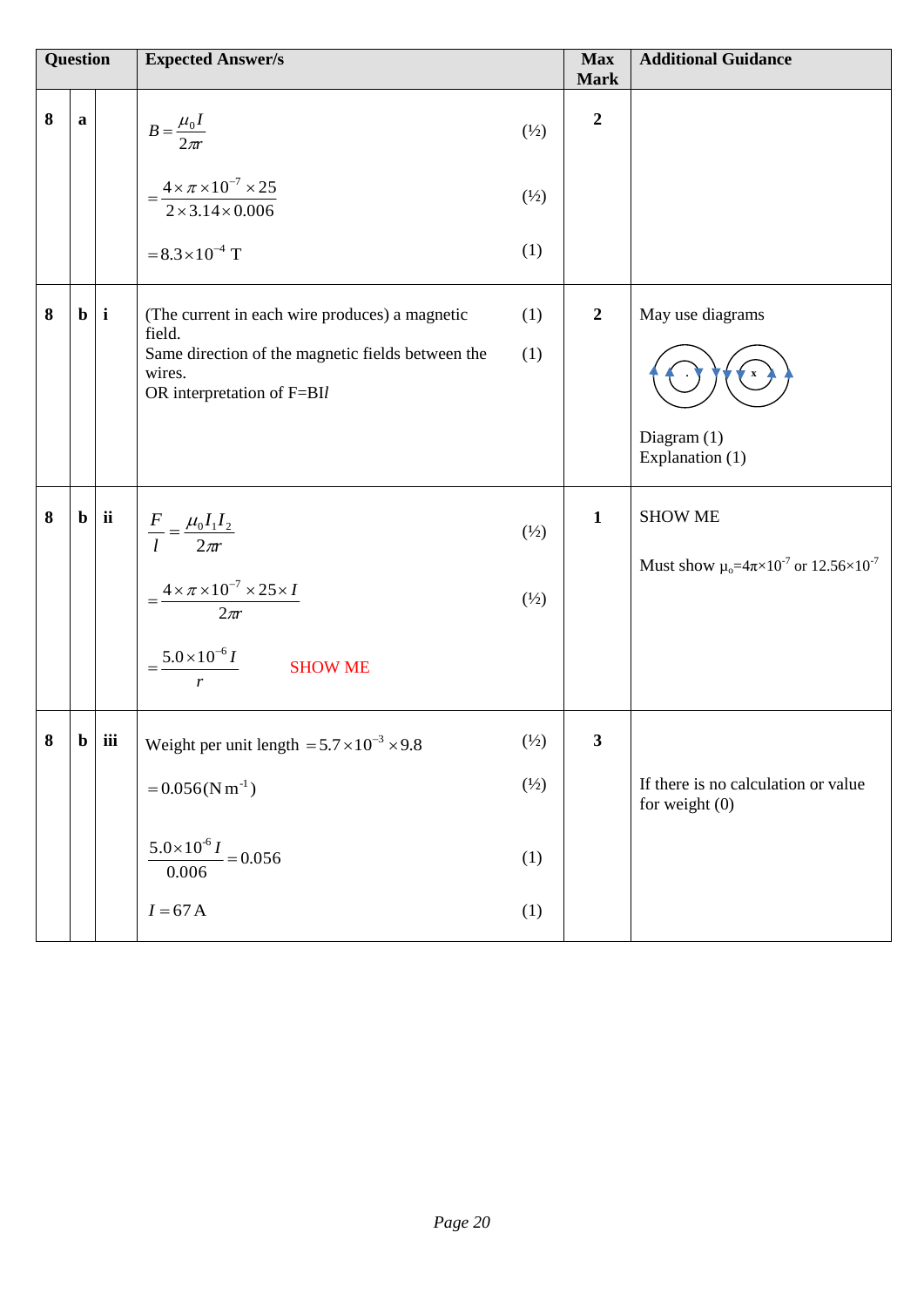| Question | | | Expected Answer/s | | Max Mark | Additional Guidance |
|---|---|---|---|---|---|---|
| 8 | a | | $B = \frac{\mu_0 I}{2\pi r}$ | (½) | 2 | |
| | | | $= \frac{4 \times \pi \times 10^{-7} \times 25}{2 \times 3.14 \times 0.006}$ | (½) | | |
| | | | $= 8.3 \times 10^{-4}$ T | (1) | | |
| 8 | b | i | (The current in each wire produces) a magnetic field. | (1) | 2 | May use diagrams |
| | | | Same direction of the magnetic fields between the wires. | (1) | | Diagram (1) |
| | | | OR interpretation of F=BI*l* | | | Explanation (1) |
| 8 | b | ii | $\frac{F}{l} = \frac{\mu_0 I_1 I_2}{2\pi r}$ | (½) | 1 | SHOW ME |
| | | | $= \frac{4 \times \pi \times 10^{-7} \times 25 \times I}{2\pi r}$ | (½) | | Must show $\mu_o = 4\pi \times 10^{-7}$ or $12.56 \times 10^{-7}$ |
| | | | $= \frac{5.0 \times 10^{-6} I}{r}$ SHOW ME | | | |
| 8 | b | iii | Weight per unit length $= 5.7 \times 10^{-3} \times 9.8$ | (½) | 3 | |
| | | | $= 0.056 (\text{N m}^{-1})$ | (½) | | If there is no calculation or value for weight (0) |
| | | | $\frac{5.0 \times 10^{-6} I}{0.006} = 0.056$ | (1) | | |
| | | | $I = 67$ A | (1) | | |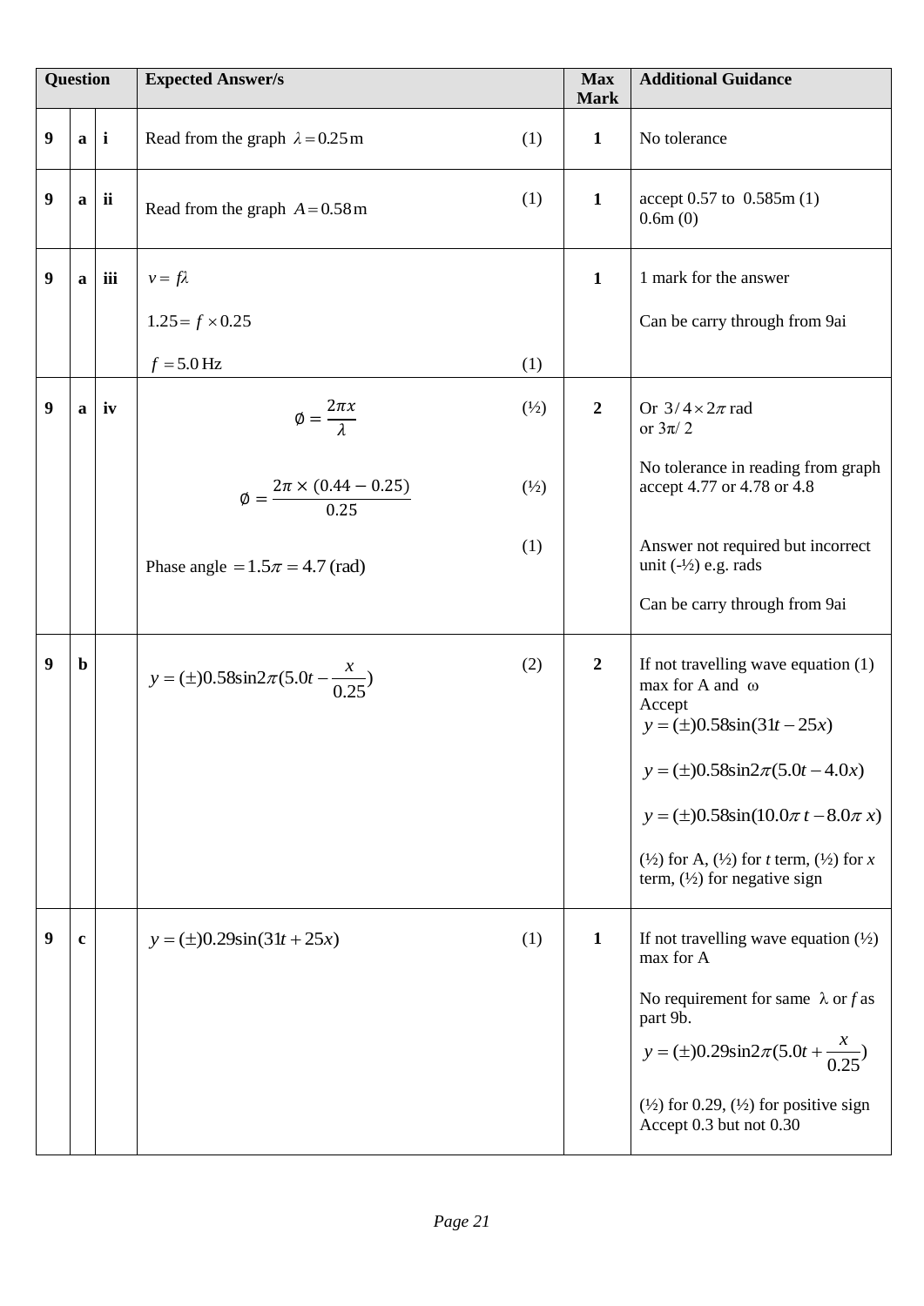| Question | | | Expected Answer/s | | Max Mark | Additional Guidance |
|---|---|---|---|---|---|---|
| 9 | a | i | Read from the graph $\lambda = 0.25\,\text{m}$ | (1) | 1 | No tolerance |
| 9 | a | ii | Read from the graph $A = 0.58\,\text{m}$ | (1) | 1 | accept 0.57 to 0.585m (1)<br>0.6m (0) |
| 9 | a | iii | $v = f\lambda$<br><br>$1.25 = f \times 0.25$<br><br>$f = 5.0\,\text{Hz}$ | <br><br><br><br>(1) | 1 | 1 mark for the answer<br><br>Can be carry through from 9ai |
| 9 | a | iv | $\emptyset = \dfrac{2\pi x}{\lambda}$<br><br>$\emptyset = \dfrac{2\pi \times (0.44 - 0.25)}{0.25}$<br><br>Phase angle $= 1.5\pi = 4.7\,(\text{rad})$ | (½)<br><br>(½)<br><br>(1) | 2 | Or $3/4 \times 2\pi$ rad<br>or $3\pi/2$<br><br>No tolerance in reading from graph accept 4.77 or 4.78 or 4.8<br><br>Answer not required but incorrect unit (-½) e.g. rads<br><br>Can be carry through from 9ai |
| 9 | b | | $y = (\pm)0.58\sin 2\pi(5.0t - \dfrac{x}{0.25})$ | (2) | 2 | If not travelling wave equation (1) max for A and $\omega$<br>Accept<br>$y = (\pm)0.58\sin(31t - 25x)$<br><br>$y = (\pm)0.58\sin 2\pi(5.0t - 4.0x)$<br><br>$y = (\pm)0.58\sin(10.0\pi\, t - 8.0\pi\, x)$<br><br>(½) for A, (½) for $t$ term, (½) for $x$ term, (½) for negative sign |
| 9 | c | | $y = (\pm)0.29\sin(31t + 25x)$ | (1) | 1 | If not travelling wave equation (½) max for A<br><br>No requirement for same $\lambda$ or $f$ as part 9b.<br>$y = (\pm)0.29\sin 2\pi(5.0t + \dfrac{x}{0.25})$<br><br>(½) for 0.29, (½) for positive sign<br>Accept 0.3 but not 0.30 |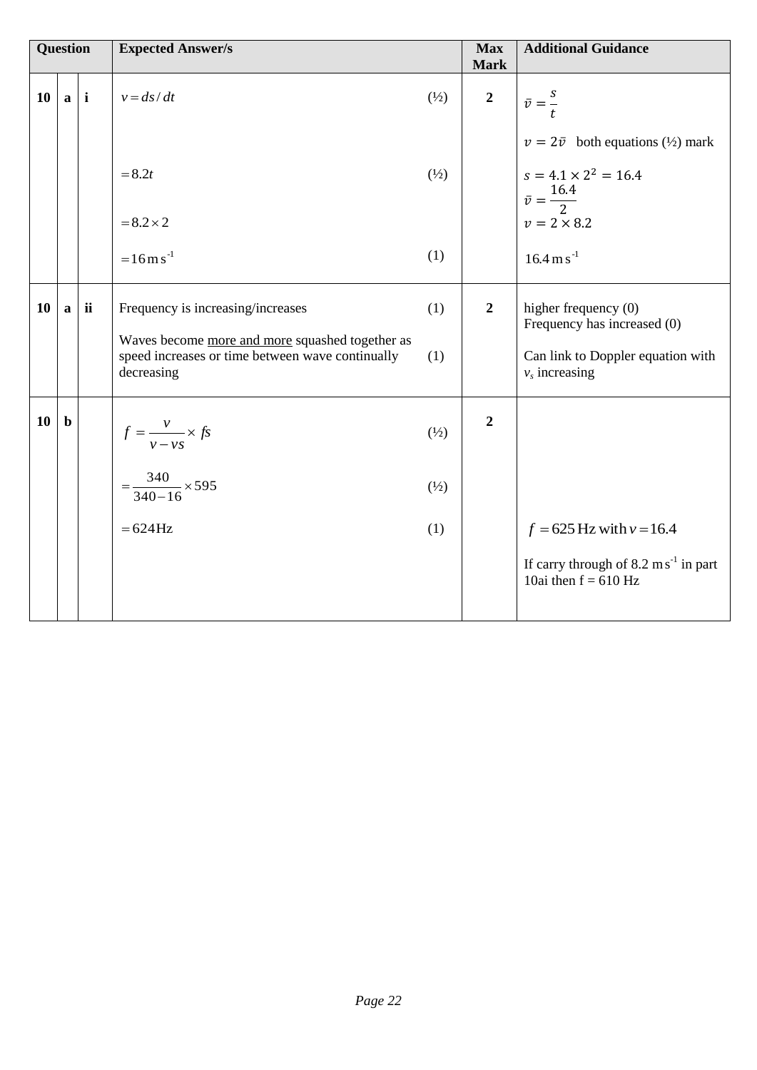| Question | | | Expected Answer/s | | Max Mark | Additional Guidance |
|---|---|---|---|---|---|---|
| 10 | a | i | $v = ds/dt$ | (½) | 2 | $\bar{v} = \frac{s}{t}$ |
| | | | | | | $v = 2\bar{v}$ both equations (½) mark |
| | | | $= 8.2t$ | (½) | | $s = 4.1 \times 2^2 = 16.4$ <br> $\bar{v} = \frac{16.4}{2}$ |
| | | | $= 8.2 \times 2$ | | | $v = 2 \times 8.2$ |
| | | | $= 16\,\text{m s}^{-1}$ | (1) | | $16.4\,\text{m s}^{-1}$ |
| 10 | a | ii | Frequency is increasing/increases | (1) | 2 | higher frequency (0) <br> Frequency has increased (0) |
| | | | Waves become more and more squashed together as speed increases or time between wave continually decreasing | (1) | | Can link to Doppler equation with $v_s$ increasing |
| 10 | b | | $f = \frac{v}{v - vs} \times fs$ | (½) | 2 | |
| | | | $= \frac{340}{340 - 16} \times 595$ | (½) | | |
| | | | $= 624\,\text{Hz}$ | (1) | | $f = 625\,\text{Hz}$ with $v = 16.4$ <br><br> If carry through of $8.2\,\text{m s}^{-1}$ in part 10ai then f = 610 Hz |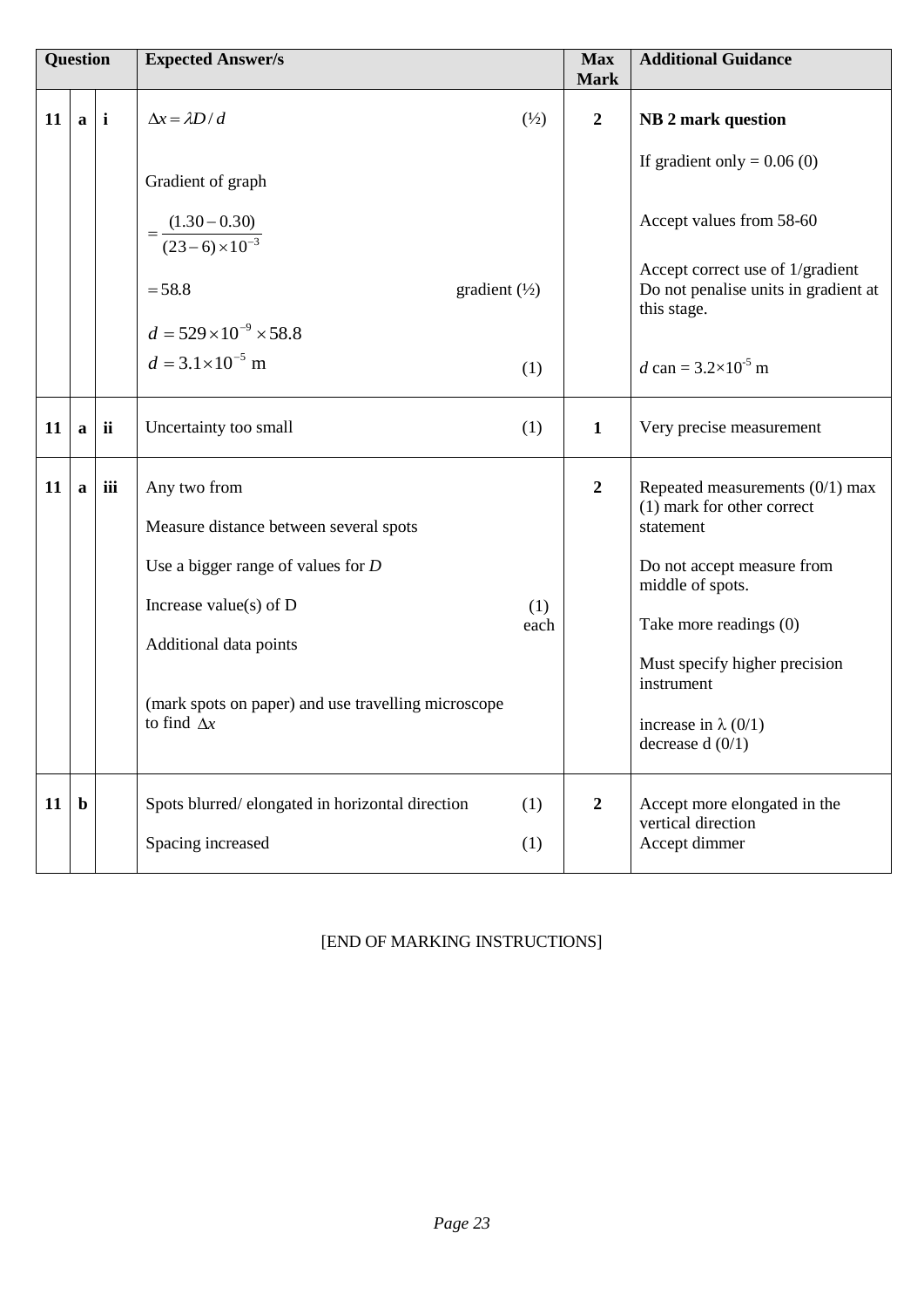| Question | | | Expected Answer/s | | Max Mark | Additional Guidance |
|---|---|---|---|---|---|---|
| 11 | a | i | $\Delta x = \lambda D / d$ | (½) | 2 | **NB 2 mark question** |
| | | | Gradient of graph | | | If gradient only = 0.06 (0) |
| | | | $= \frac{(1.30 - 0.30)}{(23 - 6) \times 10^{-3}}$ | | | Accept values from 58-60 |
| | | | $= 58.8$ | gradient (½) | | Accept correct use of 1/gradient Do not penalise units in gradient at this stage. |
| | | | $d = 529 \times 10^{-9} \times 58.8$ | | | |
| | | | $d = 3.1 \times 10^{-5}$ m | (1) | | $d$ can = $3.2 \times 10^{-5}$ m |
| 11 | a | ii | Uncertainty too small | (1) | 1 | Very precise measurement |
| 11 | a | iii | Any two from | | 2 | Repeated measurements (0/1) max (1) mark for other correct statement |
| | | | Measure distance between several spots | | | |
| | | | Use a bigger range of values for $D$ | | | Do not accept measure from middle of spots. |
| | | | Increase value(s) of D | (1) each | | Take more readings (0) |
| | | | Additional data points | | | Must specify higher precision instrument |
| | | | (mark spots on paper) and use travelling microscope to find $\Delta x$ | | | increase in $\lambda$ (0/1) decrease d (0/1) |
| 11 | b | | Spots blurred/ elongated in horizontal direction | (1) | 2 | Accept more elongated in the vertical direction |
| | | | Spacing increased | (1) | | Accept dimmer |

[END OF MARKING INSTRUCTIONS]